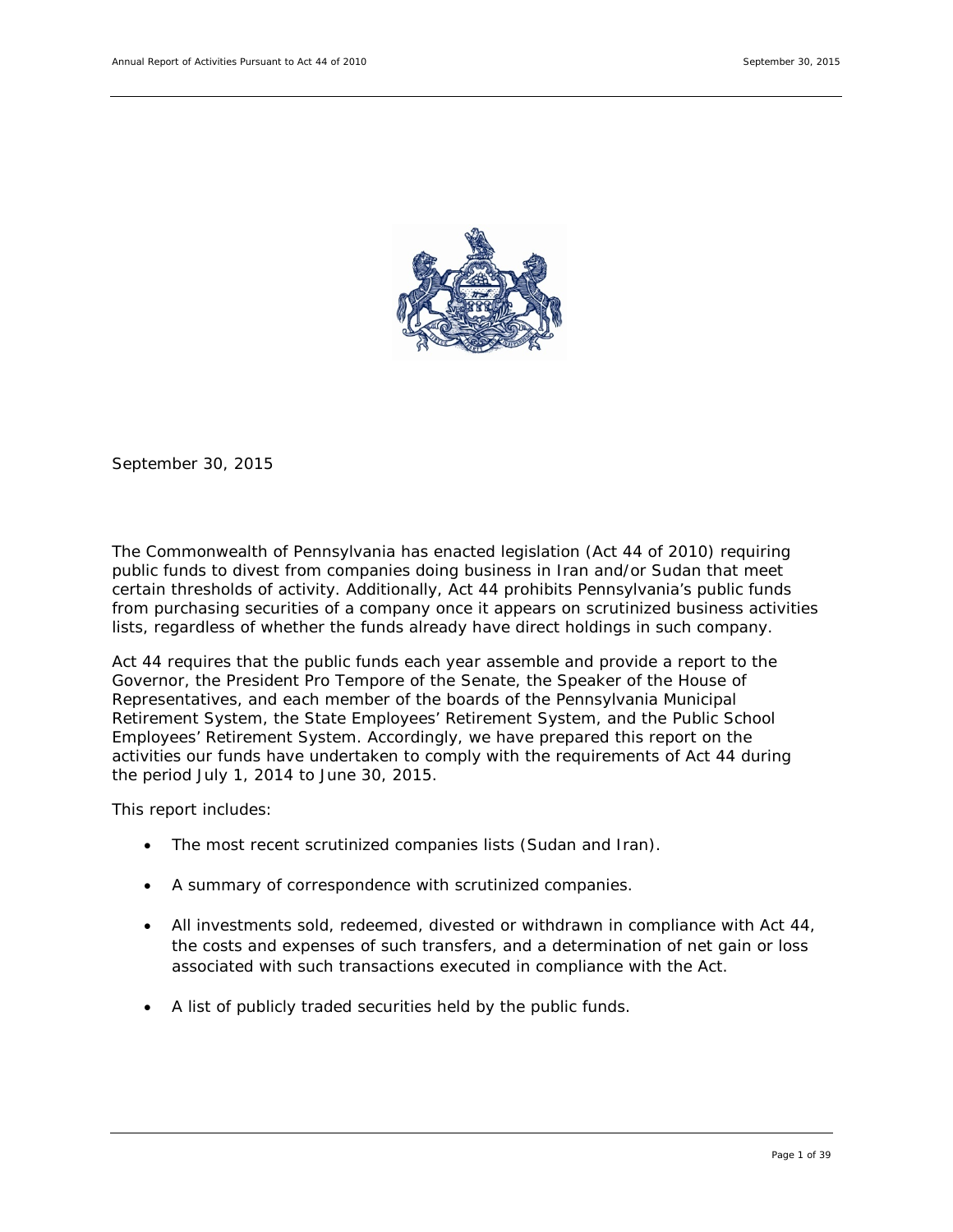September 30, 2015

The Commonwealth of Pennsylvania has enacted legislation (Act 44 of 2010) requiring public funds to divest from companies doing business in Iran and/or Sudan that meet certain thresholds of activity. Additionally, Act 44 prohibits Pennsylvania's public funds from purchasing securities of a company once it appears on scrutinized business activities lists, regardless of whether the funds already have direct holdings in such company.

Act 44 requires that the public funds each year assemble and provide a report to the Governor, the President Pro Tempore of the Senate, the Speaker of the House of Representatives, and each member of the boards of the Pennsylvania Municipal Retirement System, the State Employees' Retirement System, and the Public School Employees' Retirement System. Accordingly, we have prepared this report on the activities our funds have undertaken to comply with the requirements of Act 44 during the period July 1, 2014 to June 30, 2015.

This report includes:

- The most recent scrutinized companies lists (Sudan and Iran).
- A summary of correspondence with scrutinized companies.
- All investments sold, redeemed, divested or withdrawn in compliance with Act 44, the costs and expenses of such transfers, and a determination of net gain or loss associated with such transactions executed in compliance with the Act.
- A list of publicly traded securities held by the public funds.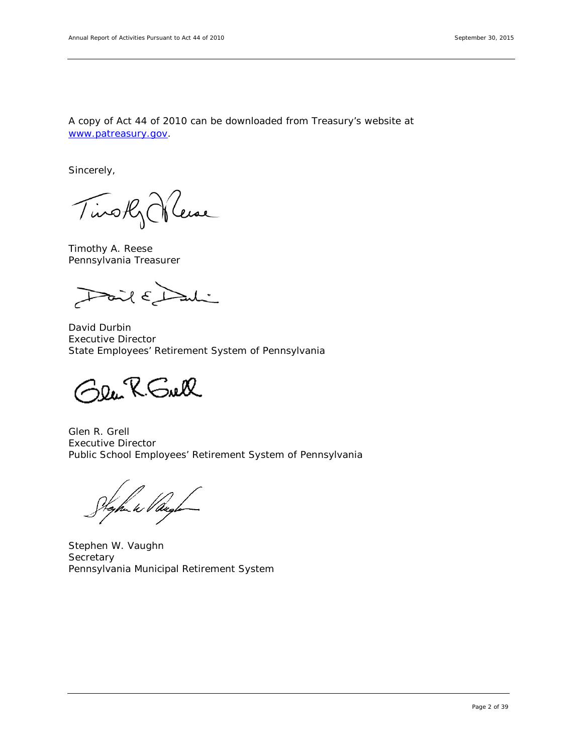A copy of Act 44 of 2010 can be downloaded from Treasury's website at [www.patreasury.gov](http://www.patreasury.gov).

Sincerely,

Timothy A. Reese
Pennsylvania Treasurer

David Durbin
Executive Director
State Employees' Retirement System of Pennsylvania

Glen R. Grell
Executive Director
Public School Employees' Retirement System of Pennsylvania

Stephen W. Vaughn
Secretary
Pennsylvania Municipal Retirement System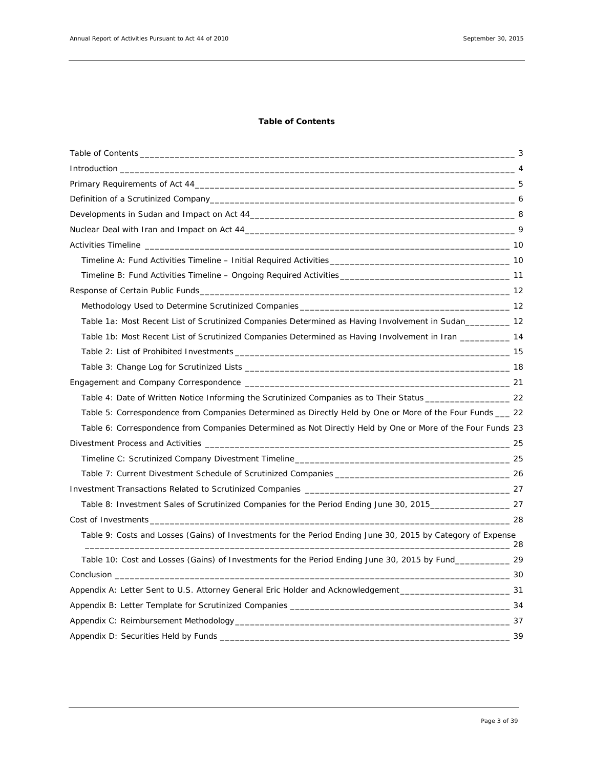**Table of Contents**

Table of Contents ____ 3

Introduction ____ 4

Primary Requirements of Act 44 ____ 5

Definition of a Scrutinized Company ____ 6

Developments in Sudan and Impact on Act 44 ____ 8

Nuclear Deal with Iran and Impact on Act 44 ____ 9

Activities Timeline ____ 10

- Timeline A: Fund Activities Timeline – Initial Required Activities ____ 10
- Timeline B: Fund Activities Timeline – Ongoing Required Activities ____ 11

Response of Certain Public Funds ____ 12

- Methodology Used to Determine Scrutinized Companies ____ 12
- Table 1a: Most Recent List of Scrutinized Companies Determined as Having Involvement in Sudan ____ 12
- Table 1b: Most Recent List of Scrutinized Companies Determined as Having Involvement in Iran ____ 14
- Table 2: List of Prohibited Investments ____ 15
- Table 3: Change Log for Scrutinized Lists ____ 18

Engagement and Company Correspondence ____ 21

- Table 4: Date of Written Notice Informing the Scrutinized Companies as to Their Status ____ 22
- Table 5: Correspondence from Companies Determined as Directly Held by One or More of the Four Funds ____ 22
- Table 6: Correspondence from Companies Determined as Not Directly Held by One or More of the Four Funds 23

Divestment Process and Activities ____ 25

- Timeline C: Scrutinized Company Divestment Timeline ____ 25
- Table 7: Current Divestment Schedule of Scrutinized Companies ____ 26

Investment Transactions Related to Scrutinized Companies ____ 27

- Table 8: Investment Sales of Scrutinized Companies for the Period Ending June 30, 2015 ____ 27

Cost of Investments ____ 28

- Table 9: Costs and Losses (Gains) of Investments for the Period Ending June 30, 2015 by Category of Expense ____ 28
- Table 10: Cost and Losses (Gains) of Investments for the Period Ending June 30, 2015 by Fund ____ 29

Conclusion ____ 30

Appendix A: Letter Sent to U.S. Attorney General Eric Holder and Acknowledgement ____ 31

Appendix B: Letter Template for Scrutinized Companies ____ 34

Appendix C: Reimbursement Methodology ____ 37

Appendix D: Securities Held by Funds ____ 39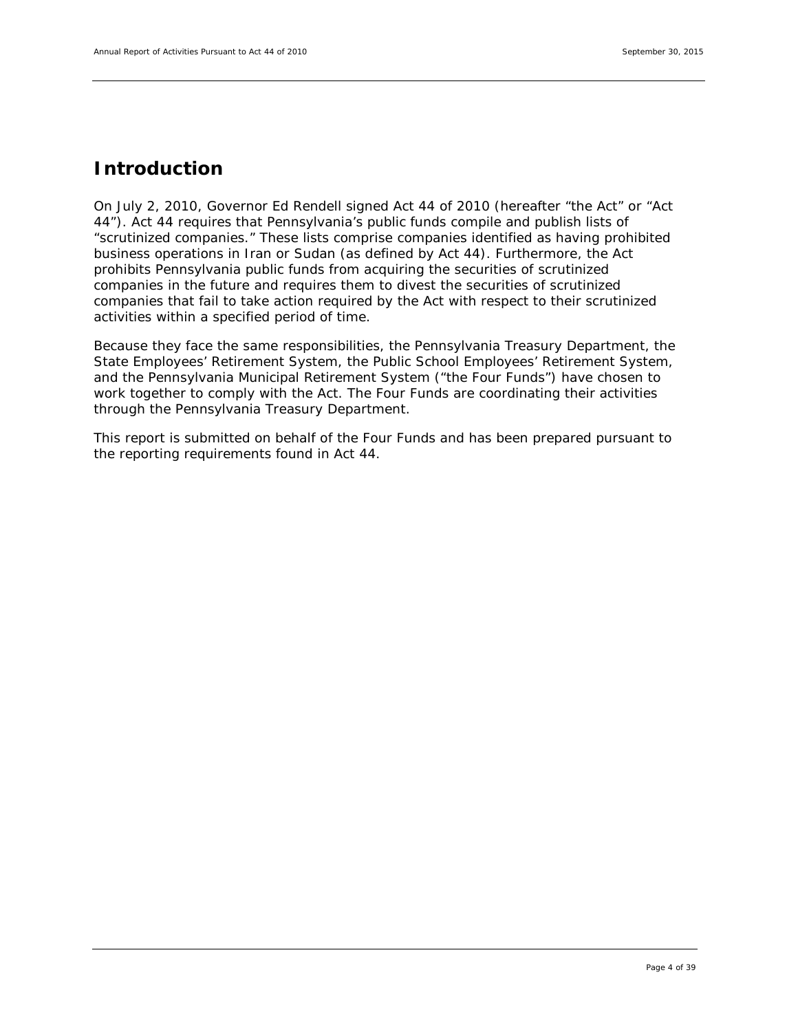# Introduction

On July 2, 2010, Governor Ed Rendell signed Act 44 of 2010 (hereafter "the Act" or "Act 44"). Act 44 requires that Pennsylvania's public funds compile and publish lists of "scrutinized companies." These lists comprise companies identified as having prohibited business operations in Iran or Sudan (as defined by Act 44). Furthermore, the Act prohibits Pennsylvania public funds from acquiring the securities of scrutinized companies in the future and requires them to divest the securities of scrutinized companies that fail to take action required by the Act with respect to their scrutinized activities within a specified period of time.

Because they face the same responsibilities, the Pennsylvania Treasury Department, the State Employees' Retirement System, the Public School Employees' Retirement System, and the Pennsylvania Municipal Retirement System ("the Four Funds") have chosen to work together to comply with the Act. The Four Funds are coordinating their activities through the Pennsylvania Treasury Department.

This report is submitted on behalf of the Four Funds and has been prepared pursuant to the reporting requirements found in Act 44.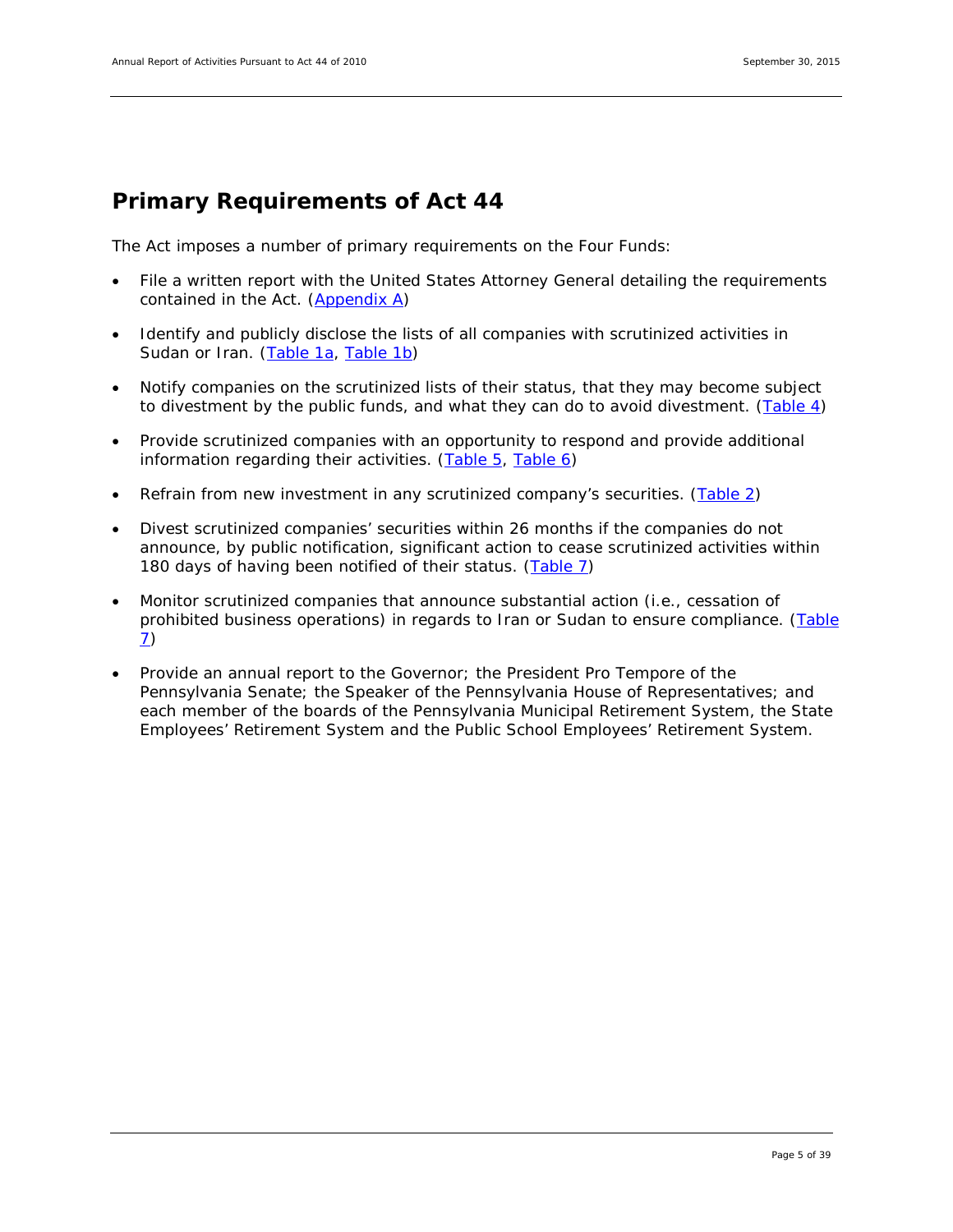## Primary Requirements of Act 44

The Act imposes a number of primary requirements on the Four Funds:

- File a written report with the United States Attorney General detailing the requirements contained in the Act. (Appendix A)
- Identify and publicly disclose the lists of all companies with scrutinized activities in Sudan or Iran. (Table 1a, Table 1b)
- Notify companies on the scrutinized lists of their status, that they may become subject to divestment by the public funds, and what they can do to avoid divestment. (Table 4)
- Provide scrutinized companies with an opportunity to respond and provide additional information regarding their activities. (Table 5, Table 6)
- Refrain from new investment in any scrutinized company's securities. (Table 2)
- Divest scrutinized companies' securities within 26 months if the companies do not announce, by public notification, significant action to cease scrutinized activities within 180 days of having been notified of their status. (Table 7)
- Monitor scrutinized companies that announce substantial action (i.e., cessation of prohibited business operations) in regards to Iran or Sudan to ensure compliance. (Table 7)
- Provide an annual report to the Governor; the President Pro Tempore of the Pennsylvania Senate; the Speaker of the Pennsylvania House of Representatives; and each member of the boards of the Pennsylvania Municipal Retirement System, the State Employees' Retirement System and the Public School Employees' Retirement System.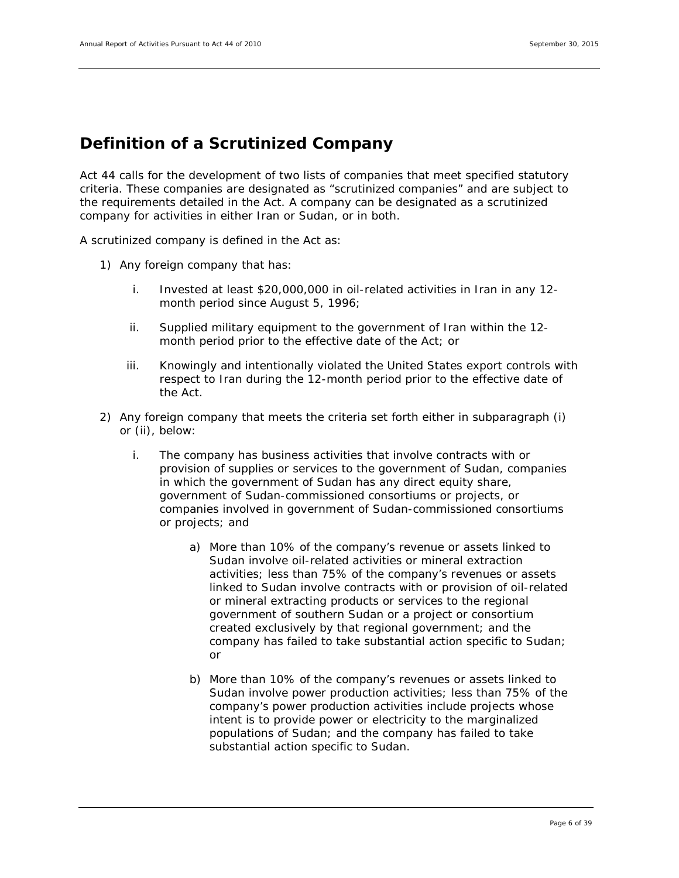## Definition of a Scrutinized Company

Act 44 calls for the development of two lists of companies that meet specified statutory criteria. These companies are designated as "scrutinized companies" and are subject to the requirements detailed in the Act. A company can be designated as a scrutinized company for activities in either Iran or Sudan, or in both.

A scrutinized company is defined in the Act as:

1) Any foreign company that has:

    i. Invested at least $20,000,000 in oil-related activities in Iran in any 12-month period since August 5, 1996;

    ii. Supplied military equipment to the government of Iran within the 12-month period prior to the effective date of the Act; or

    iii. Knowingly and intentionally violated the United States export controls with respect to Iran during the 12-month period prior to the effective date of the Act.

2) Any foreign company that meets the criteria set forth either in subparagraph (i) or (ii), below:

    i. The company has business activities that involve contracts with or provision of supplies or services to the government of Sudan, companies in which the government of Sudan has any direct equity share, government of Sudan-commissioned consortiums or projects, or companies involved in government of Sudan-commissioned consortiums or projects; and

        a) More than 10% of the company's revenue or assets linked to Sudan involve oil-related activities or mineral extraction activities; less than 75% of the company's revenues or assets linked to Sudan involve contracts with or provision of oil-related or mineral extracting products or services to the regional government of southern Sudan or a project or consortium created exclusively by that regional government; and the company has failed to take substantial action specific to Sudan; or

        b) More than 10% of the company's revenues or assets linked to Sudan involve power production activities; less than 75% of the company's power production activities include projects whose intent is to provide power or electricity to the marginalized populations of Sudan; and the company has failed to take substantial action specific to Sudan.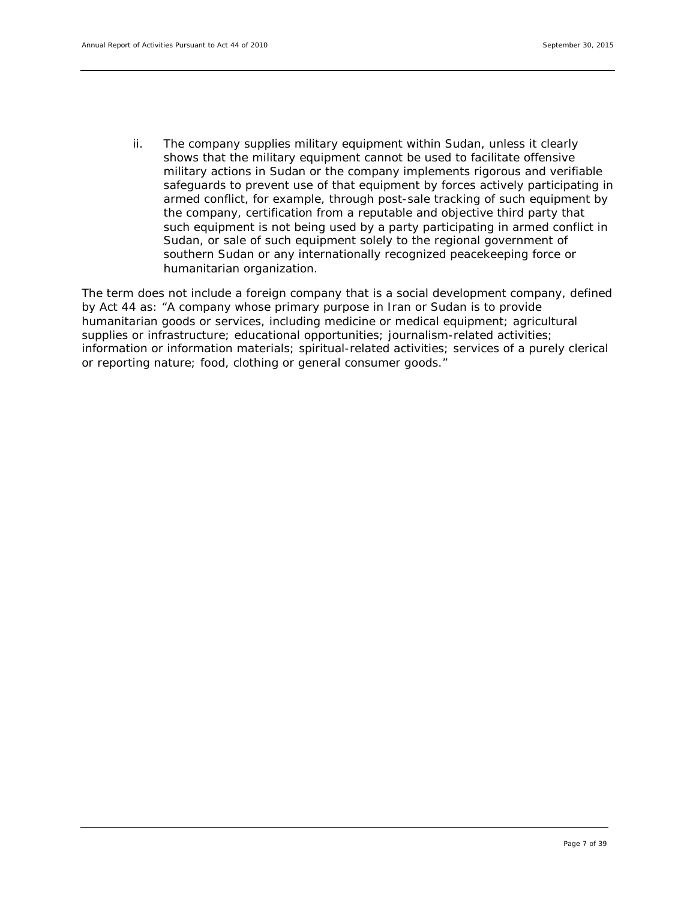ii. The company supplies military equipment within Sudan, unless it clearly shows that the military equipment cannot be used to facilitate offensive military actions in Sudan or the company implements rigorous and verifiable safeguards to prevent use of that equipment by forces actively participating in armed conflict, for example, through post-sale tracking of such equipment by the company, certification from a reputable and objective third party that such equipment is not being used by a party participating in armed conflict in Sudan, or sale of such equipment solely to the regional government of southern Sudan or any internationally recognized peacekeeping force or humanitarian organization.

The term does not include a foreign company that is a social development company, defined by Act 44 as: "A company whose primary purpose in Iran or Sudan is to provide humanitarian goods or services, including medicine or medical equipment; agricultural supplies or infrastructure; educational opportunities; journalism-related activities; information or information materials; spiritual-related activities; services of a purely clerical or reporting nature; food, clothing or general consumer goods."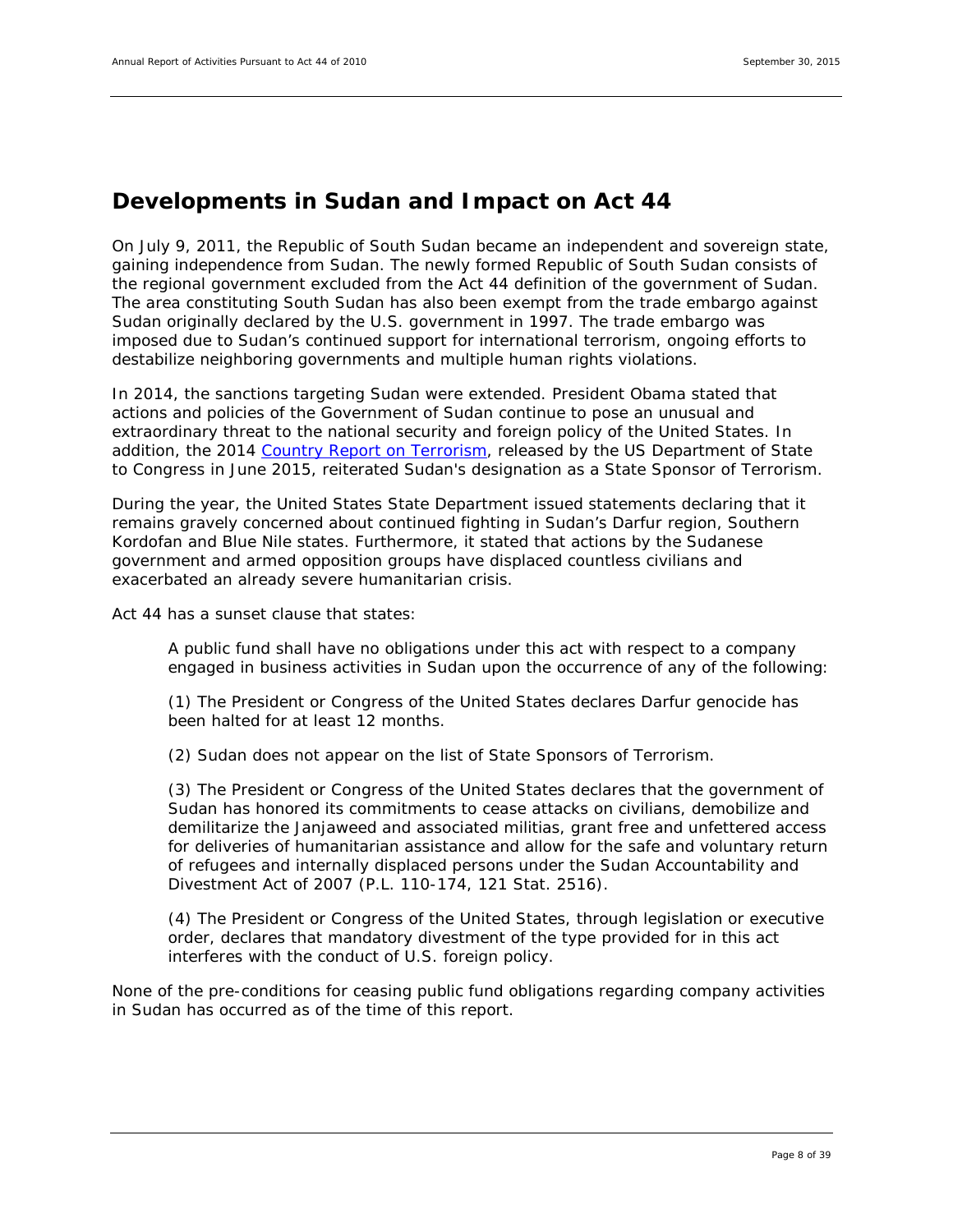## Developments in Sudan and Impact on Act 44

On July 9, 2011, the Republic of South Sudan became an independent and sovereign state, gaining independence from Sudan. The newly formed Republic of South Sudan consists of the regional government excluded from the Act 44 definition of the government of Sudan. The area constituting South Sudan has also been exempt from the trade embargo against Sudan originally declared by the U.S. government in 1997. The trade embargo was imposed due to Sudan's continued support for international terrorism, ongoing efforts to destabilize neighboring governments and multiple human rights violations.

In 2014, the sanctions targeting Sudan were extended. President Obama stated that actions and policies of the Government of Sudan continue to pose an unusual and extraordinary threat to the national security and foreign policy of the United States. In addition, the 2014 Country Report on Terrorism, released by the US Department of State to Congress in June 2015, reiterated Sudan's designation as a State Sponsor of Terrorism.

During the year, the United States State Department issued statements declaring that it remains gravely concerned about continued fighting in Sudan's Darfur region, Southern Kordofan and Blue Nile states. Furthermore, it stated that actions by the Sudanese government and armed opposition groups have displaced countless civilians and exacerbated an already severe humanitarian crisis.

Act 44 has a sunset clause that states:

> A public fund shall have no obligations under this act with respect to a company engaged in business activities in Sudan upon the occurrence of any of the following:
>
> (1) The President or Congress of the United States declares Darfur genocide has been halted for at least 12 months.
>
> (2) Sudan does not appear on the list of State Sponsors of Terrorism.
>
> (3) The President or Congress of the United States declares that the government of Sudan has honored its commitments to cease attacks on civilians, demobilize and demilitarize the Janjaweed and associated militias, grant free and unfettered access for deliveries of humanitarian assistance and allow for the safe and voluntary return of refugees and internally displaced persons under the Sudan Accountability and Divestment Act of 2007 (P.L. 110-174, 121 Stat. 2516).
>
> (4) The President or Congress of the United States, through legislation or executive order, declares that mandatory divestment of the type provided for in this act interferes with the conduct of U.S. foreign policy.

None of the pre-conditions for ceasing public fund obligations regarding company activities in Sudan has occurred as of the time of this report.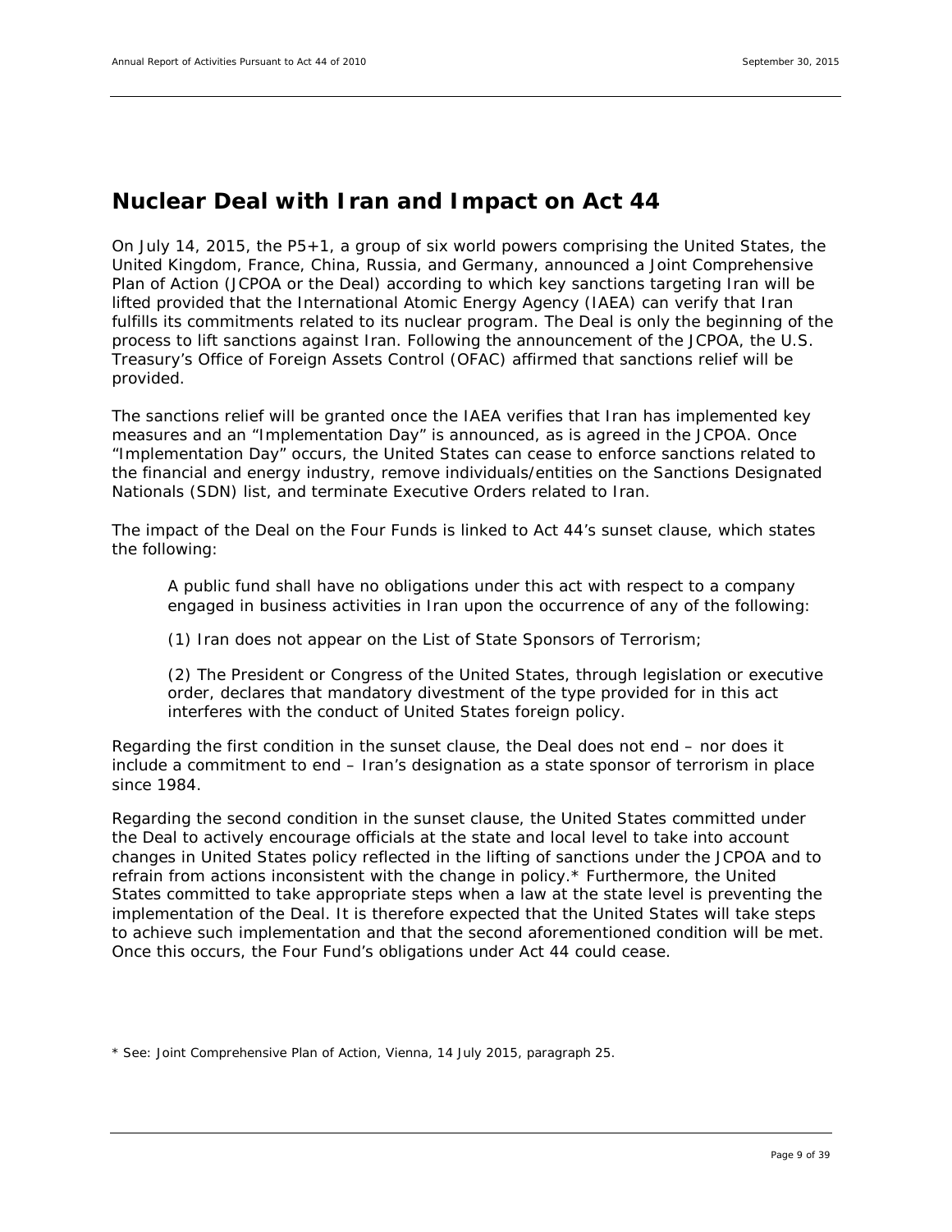## Nuclear Deal with Iran and Impact on Act 44

On July 14, 2015, the P5+1, a group of six world powers comprising the United States, the United Kingdom, France, China, Russia, and Germany, announced a Joint Comprehensive Plan of Action (JCPOA or the Deal) according to which key sanctions targeting Iran will be lifted provided that the International Atomic Energy Agency (IAEA) can verify that Iran fulfills its commitments related to its nuclear program. The Deal is only the beginning of the process to lift sanctions against Iran. Following the announcement of the JCPOA, the U.S. Treasury's Office of Foreign Assets Control (OFAC) affirmed that sanctions relief will be provided.

The sanctions relief will be granted once the IAEA verifies that Iran has implemented key measures and an "Implementation Day" is announced, as is agreed in the JCPOA. Once "Implementation Day" occurs, the United States can cease to enforce sanctions related to the financial and energy industry, remove individuals/entities on the Sanctions Designated Nationals (SDN) list, and terminate Executive Orders related to Iran.

The impact of the Deal on the Four Funds is linked to Act 44's sunset clause, which states the following:

> A public fund shall have no obligations under this act with respect to a company engaged in business activities in Iran upon the occurrence of any of the following:
>
> (1) Iran does not appear on the List of State Sponsors of Terrorism;
>
> (2) The President or Congress of the United States, through legislation or executive order, declares that mandatory divestment of the type provided for in this act interferes with the conduct of United States foreign policy.

Regarding the first condition in the sunset clause, the Deal does not end – nor does it include a commitment to end – Iran's designation as a state sponsor of terrorism in place since 1984.

Regarding the second condition in the sunset clause, the United States committed under the Deal to actively encourage officials at the state and local level to take into account changes in United States policy reflected in the lifting of sanctions under the JCPOA and to refrain from actions inconsistent with the change in policy.* Furthermore, the United States committed to take appropriate steps when a law at the state level is preventing the implementation of the Deal. It is therefore expected that the United States will take steps to achieve such implementation and that the second aforementioned condition will be met. Once this occurs, the Four Fund's obligations under Act 44 could cease.

\* See: Joint Comprehensive Plan of Action, Vienna, 14 July 2015, paragraph 25.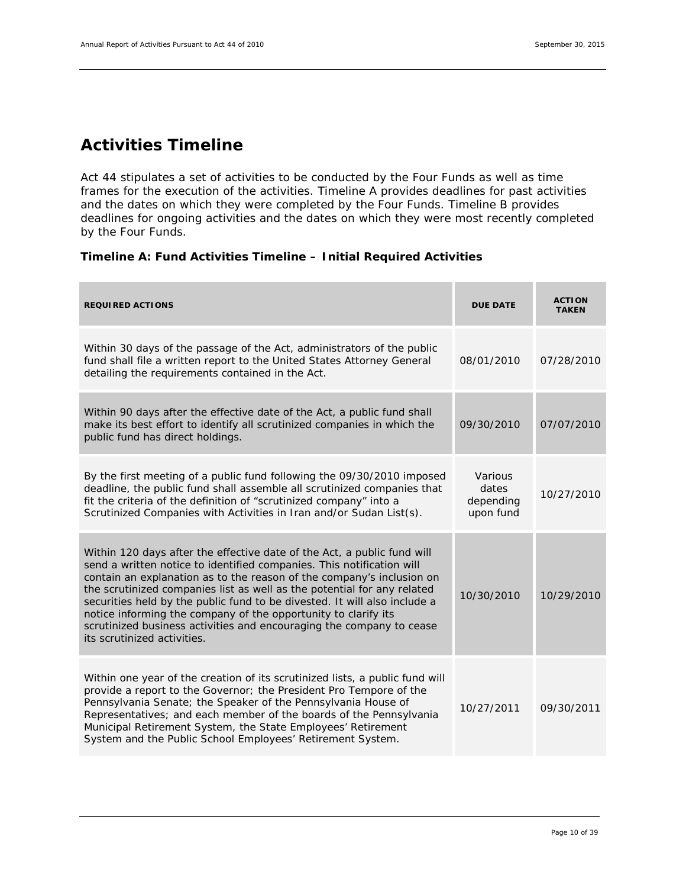## Activities Timeline

Act 44 stipulates a set of activities to be conducted by the Four Funds as well as time frames for the execution of the activities. Timeline A provides deadlines for past activities and the dates on which they were completed by the Four Funds. Timeline B provides deadlines for ongoing activities and the dates on which they were most recently completed by the Four Funds.

**Timeline A: Fund Activities Timeline – Initial Required Activities**

| REQUIRED ACTIONS | DUE DATE | ACTION TAKEN |
|---|---|---|
| Within 30 days of the passage of the Act, administrators of the public fund shall file a written report to the United States Attorney General detailing the requirements contained in the Act. | 08/01/2010 | 07/28/2010 |
| Within 90 days after the effective date of the Act, a public fund shall make its best effort to identify all scrutinized companies in which the public fund has direct holdings. | 09/30/2010 | 07/07/2010 |
| By the first meeting of a public fund following the 09/30/2010 imposed deadline, the public fund shall assemble all scrutinized companies that fit the criteria of the definition of "scrutinized company" into a Scrutinized Companies with Activities in Iran and/or Sudan List(s). | Various dates depending upon fund | 10/27/2010 |
| Within 120 days after the effective date of the Act, a public fund will send a written notice to identified companies. This notification will contain an explanation as to the reason of the company's inclusion on the scrutinized companies list as well as the potential for any related securities held by the public fund to be divested. It will also include a notice informing the company of the opportunity to clarify its scrutinized business activities and encouraging the company to cease its scrutinized activities. | 10/30/2010 | 10/29/2010 |
| Within one year of the creation of its scrutinized lists, a public fund will provide a report to the Governor; the President Pro Tempore of the Pennsylvania Senate; the Speaker of the Pennsylvania House of Representatives; and each member of the boards of the Pennsylvania Municipal Retirement System, the State Employees' Retirement System and the Public School Employees' Retirement System. | 10/27/2011 | 09/30/2011 |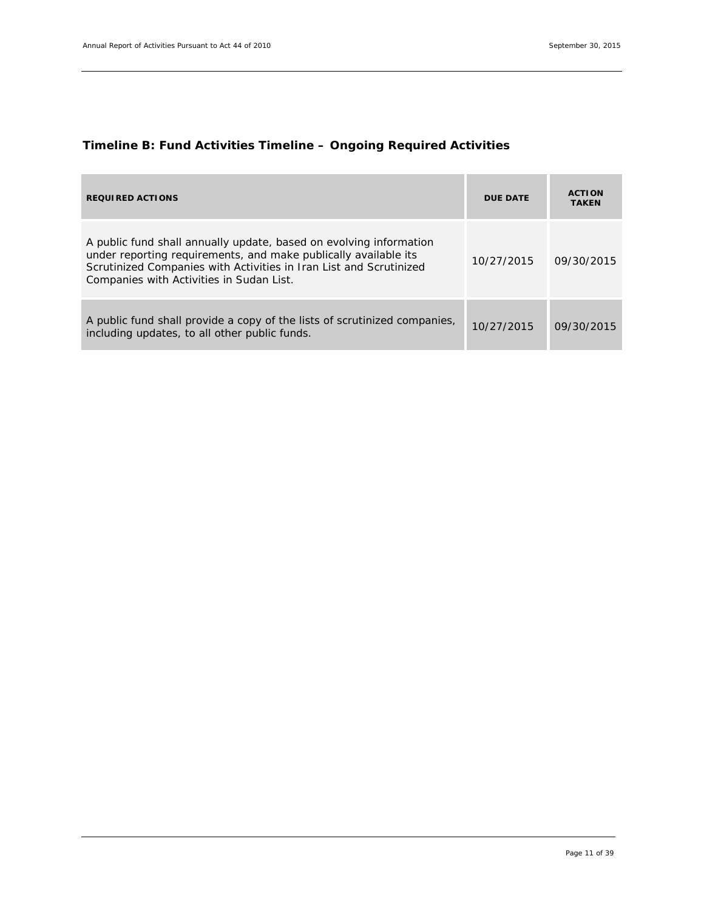### Timeline B: Fund Activities Timeline – Ongoing Required Activities

| REQUIRED ACTIONS | DUE DATE | ACTION TAKEN |
|---|---|---|
| A public fund shall annually update, based on evolving information under reporting requirements, and make publically available its Scrutinized Companies with Activities in Iran List and Scrutinized Companies with Activities in Sudan List. | 10/27/2015 | 09/30/2015 |
| A public fund shall provide a copy of the lists of scrutinized companies, including updates, to all other public funds. | 10/27/2015 | 09/30/2015 |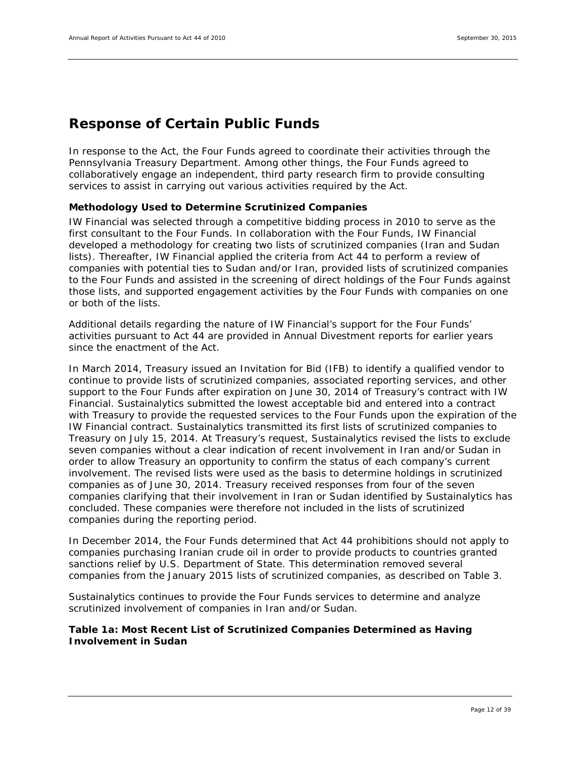# Response of Certain Public Funds

In response to the Act, the Four Funds agreed to coordinate their activities through the Pennsylvania Treasury Department. Among other things, the Four Funds agreed to collaboratively engage an independent, third party research firm to provide consulting services to assist in carrying out various activities required by the Act.

### Methodology Used to Determine Scrutinized Companies

IW Financial was selected through a competitive bidding process in 2010 to serve as the first consultant to the Four Funds. In collaboration with the Four Funds, IW Financial developed a methodology for creating two lists of scrutinized companies (Iran and Sudan lists). Thereafter, IW Financial applied the criteria from Act 44 to perform a review of companies with potential ties to Sudan and/or Iran, provided lists of scrutinized companies to the Four Funds and assisted in the screening of direct holdings of the Four Funds against those lists, and supported engagement activities by the Four Funds with companies on one or both of the lists.

Additional details regarding the nature of IW Financial's support for the Four Funds' activities pursuant to Act 44 are provided in Annual Divestment reports for earlier years since the enactment of the Act.

In March 2014, Treasury issued an Invitation for Bid (IFB) to identify a qualified vendor to continue to provide lists of scrutinized companies, associated reporting services, and other support to the Four Funds after expiration on June 30, 2014 of Treasury's contract with IW Financial. Sustainalytics submitted the lowest acceptable bid and entered into a contract with Treasury to provide the requested services to the Four Funds upon the expiration of the IW Financial contract. Sustainalytics transmitted its first lists of scrutinized companies to Treasury on July 15, 2014. At Treasury's request, Sustainalytics revised the lists to exclude seven companies without a clear indication of recent involvement in Iran and/or Sudan in order to allow Treasury an opportunity to confirm the status of each company's current involvement. The revised lists were used as the basis to determine holdings in scrutinized companies as of June 30, 2014. Treasury received responses from four of the seven companies clarifying that their involvement in Iran or Sudan identified by Sustainalytics has concluded. These companies were therefore not included in the lists of scrutinized companies during the reporting period.

In December 2014, the Four Funds determined that Act 44 prohibitions should not apply to companies purchasing Iranian crude oil in order to provide products to countries granted sanctions relief by U.S. Department of State. This determination removed several companies from the January 2015 lists of scrutinized companies, as described on Table 3.

Sustainalytics continues to provide the Four Funds services to determine and analyze scrutinized involvement of companies in Iran and/or Sudan.

### Table 1a: Most Recent List of Scrutinized Companies Determined as Having Involvement in Sudan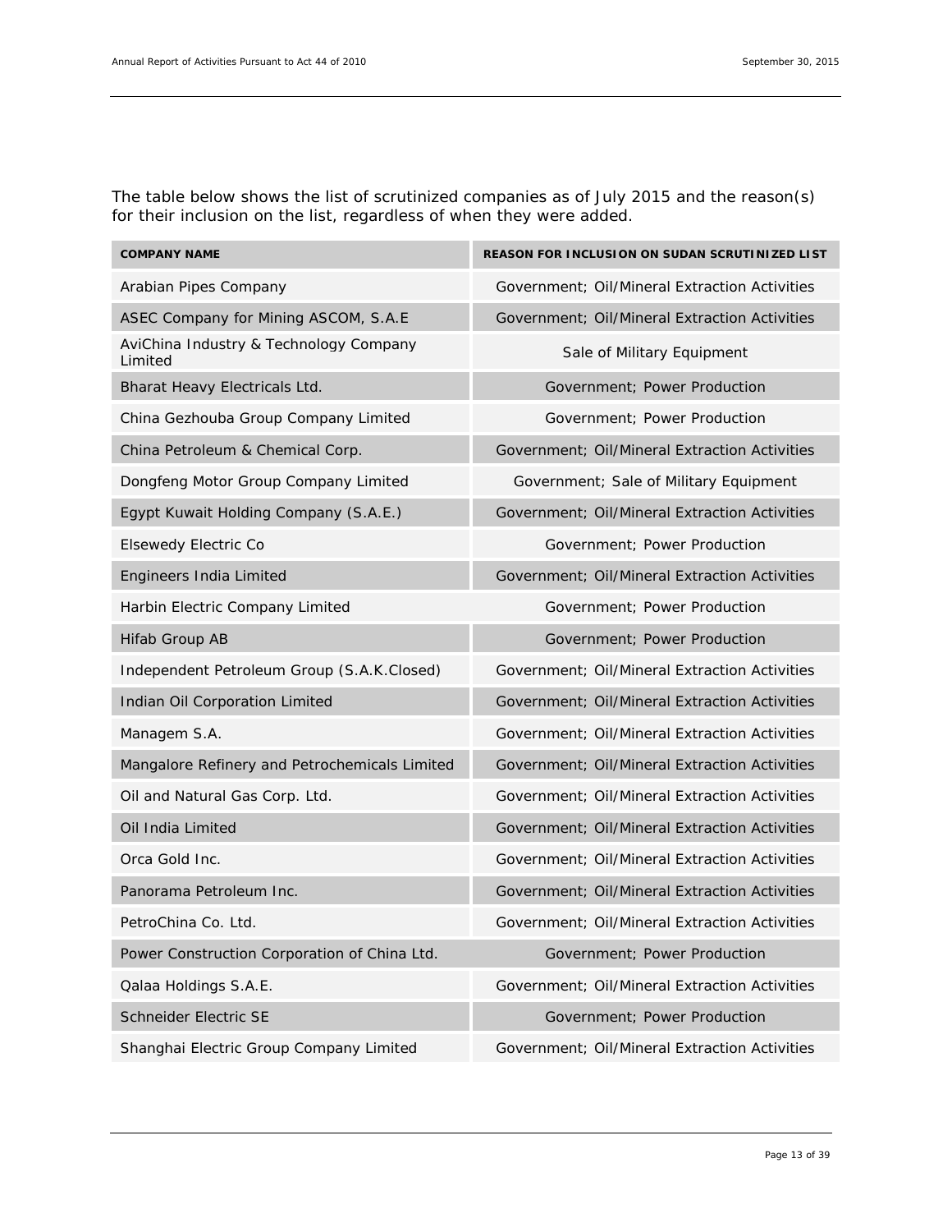The table below shows the list of scrutinized companies as of July 2015 and the reason(s) for their inclusion on the list, regardless of when they were added.

| COMPANY NAME | REASON FOR INCLUSION ON SUDAN SCRUTINIZED LIST |
|---|---|
| Arabian Pipes Company | Government; Oil/Mineral Extraction Activities |
| ASEC Company for Mining ASCOM, S.A.E | Government; Oil/Mineral Extraction Activities |
| AviChina Industry & Technology Company Limited | Sale of Military Equipment |
| Bharat Heavy Electricals Ltd. | Government; Power Production |
| China Gezhouba Group Company Limited | Government; Power Production |
| China Petroleum & Chemical Corp. | Government; Oil/Mineral Extraction Activities |
| Dongfeng Motor Group Company Limited | Government; Sale of Military Equipment |
| Egypt Kuwait Holding Company (S.A.E.) | Government; Oil/Mineral Extraction Activities |
| Elsewedy Electric Co | Government; Power Production |
| Engineers India Limited | Government; Oil/Mineral Extraction Activities |
| Harbin Electric Company Limited | Government; Power Production |
| Hifab Group AB | Government; Power Production |
| Independent Petroleum Group (S.A.K.Closed) | Government; Oil/Mineral Extraction Activities |
| Indian Oil Corporation Limited | Government; Oil/Mineral Extraction Activities |
| Managem S.A. | Government; Oil/Mineral Extraction Activities |
| Mangalore Refinery and Petrochemicals Limited | Government; Oil/Mineral Extraction Activities |
| Oil and Natural Gas Corp. Ltd. | Government; Oil/Mineral Extraction Activities |
| Oil India Limited | Government; Oil/Mineral Extraction Activities |
| Orca Gold Inc. | Government; Oil/Mineral Extraction Activities |
| Panorama Petroleum Inc. | Government; Oil/Mineral Extraction Activities |
| PetroChina Co. Ltd. | Government; Oil/Mineral Extraction Activities |
| Power Construction Corporation of China Ltd. | Government; Power Production |
| Qalaa Holdings S.A.E. | Government; Oil/Mineral Extraction Activities |
| Schneider Electric SE | Government; Power Production |
| Shanghai Electric Group Company Limited | Government; Oil/Mineral Extraction Activities |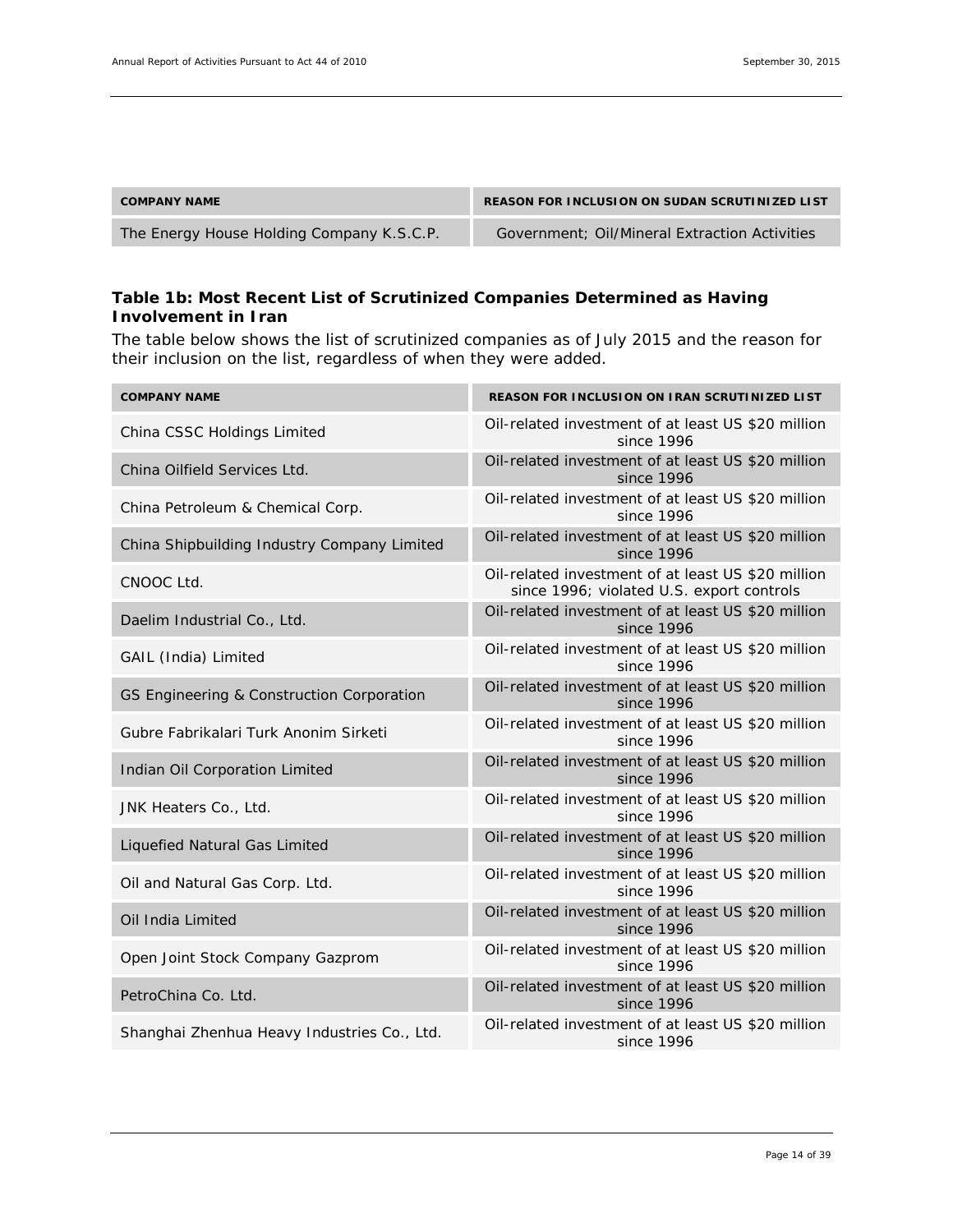| COMPANY NAME | REASON FOR INCLUSION ON SUDAN SCRUTINIZED LIST |
| --- | --- |
| The Energy House Holding Company K.S.C.P. | Government; Oil/Mineral Extraction Activities |

### Table 1b: Most Recent List of Scrutinized Companies Determined as Having Involvement in Iran

The table below shows the list of scrutinized companies as of July 2015 and the reason for their inclusion on the list, regardless of when they were added.

| COMPANY NAME | REASON FOR INCLUSION ON IRAN SCRUTINIZED LIST |
| --- | --- |
| China CSSC Holdings Limited | Oil-related investment of at least US $20 million since 1996 |
| China Oilfield Services Ltd. | Oil-related investment of at least US $20 million since 1996 |
| China Petroleum & Chemical Corp. | Oil-related investment of at least US $20 million since 1996 |
| China Shipbuilding Industry Company Limited | Oil-related investment of at least US $20 million since 1996 |
| CNOOC Ltd. | Oil-related investment of at least US $20 million since 1996; violated U.S. export controls |
| Daelim Industrial Co., Ltd. | Oil-related investment of at least US $20 million since 1996 |
| GAIL (India) Limited | Oil-related investment of at least US $20 million since 1996 |
| GS Engineering & Construction Corporation | Oil-related investment of at least US $20 million since 1996 |
| Gubre Fabrikalari Turk Anonim Sirketi | Oil-related investment of at least US $20 million since 1996 |
| Indian Oil Corporation Limited | Oil-related investment of at least US $20 million since 1996 |
| JNK Heaters Co., Ltd. | Oil-related investment of at least US $20 million since 1996 |
| Liquefied Natural Gas Limited | Oil-related investment of at least US $20 million since 1996 |
| Oil and Natural Gas Corp. Ltd. | Oil-related investment of at least US $20 million since 1996 |
| Oil India Limited | Oil-related investment of at least US $20 million since 1996 |
| Open Joint Stock Company Gazprom | Oil-related investment of at least US $20 million since 1996 |
| PetroChina Co. Ltd. | Oil-related investment of at least US $20 million since 1996 |
| Shanghai Zhenhua Heavy Industries Co., Ltd. | Oil-related investment of at least US $20 million since 1996 |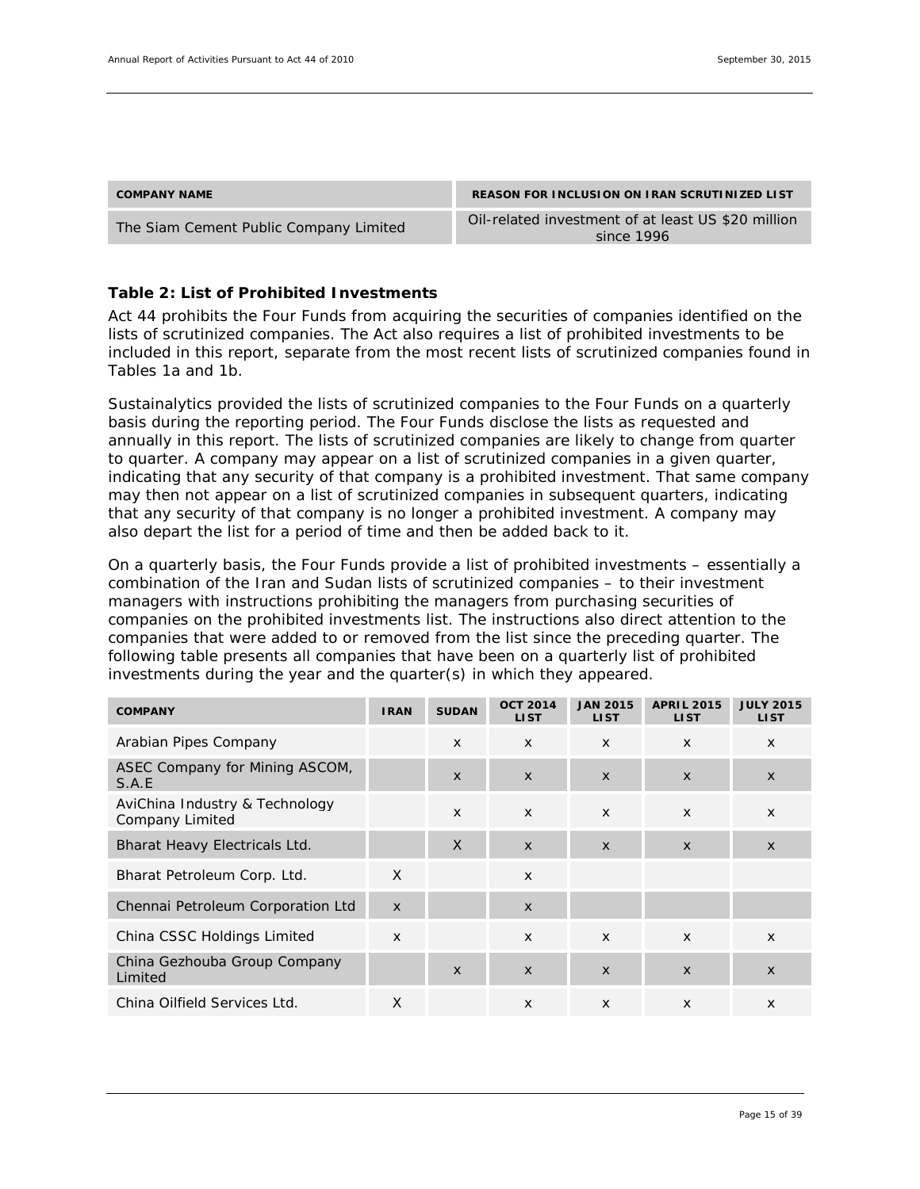| COMPANY NAME | REASON FOR INCLUSION ON IRAN SCRUTINIZED LIST |
|---|---|
| The Siam Cement Public Company Limited | Oil-related investment of at least US $20 million since 1996 |

### Table 2: List of Prohibited Investments

Act 44 prohibits the Four Funds from acquiring the securities of companies identified on the lists of scrutinized companies. The Act also requires a list of prohibited investments to be included in this report, separate from the most recent lists of scrutinized companies found in Tables 1a and 1b.

Sustainalytics provided the lists of scrutinized companies to the Four Funds on a quarterly basis during the reporting period. The Four Funds disclose the lists as requested and annually in this report. The lists of scrutinized companies are likely to change from quarter to quarter. A company may appear on a list of scrutinized companies in a given quarter, indicating that any security of that company is a prohibited investment. That same company may then not appear on a list of scrutinized companies in subsequent quarters, indicating that any security of that company is no longer a prohibited investment. A company may also depart the list for a period of time and then be added back to it.

On a quarterly basis, the Four Funds provide a list of prohibited investments – essentially a combination of the Iran and Sudan lists of scrutinized companies – to their investment managers with instructions prohibiting the managers from purchasing securities of companies on the prohibited investments list. The instructions also direct attention to the companies that were added to or removed from the list since the preceding quarter. The following table presents all companies that have been on a quarterly list of prohibited investments during the year and the quarter(s) in which they appeared.

| COMPANY | IRAN | SUDAN | OCT 2014 LIST | JAN 2015 LIST | APRIL 2015 LIST | JULY 2015 LIST |
|---|---|---|---|---|---|---|
| Arabian Pipes Company | | x | x | x | x | x |
| ASEC Company for Mining ASCOM, S.A.E | | x | x | x | x | x |
| AviChina Industry & Technology Company Limited | | x | x | x | x | x |
| Bharat Heavy Electricals Ltd. | | X | x | x | x | x |
| Bharat Petroleum Corp. Ltd. | X | | x | | | |
| Chennai Petroleum Corporation Ltd | x | | x | | | |
| China CSSC Holdings Limited | x | | x | x | x | x |
| China Gezhouba Group Company Limited | | x | x | x | x | x |
| China Oilfield Services Ltd. | X | | x | x | x | x |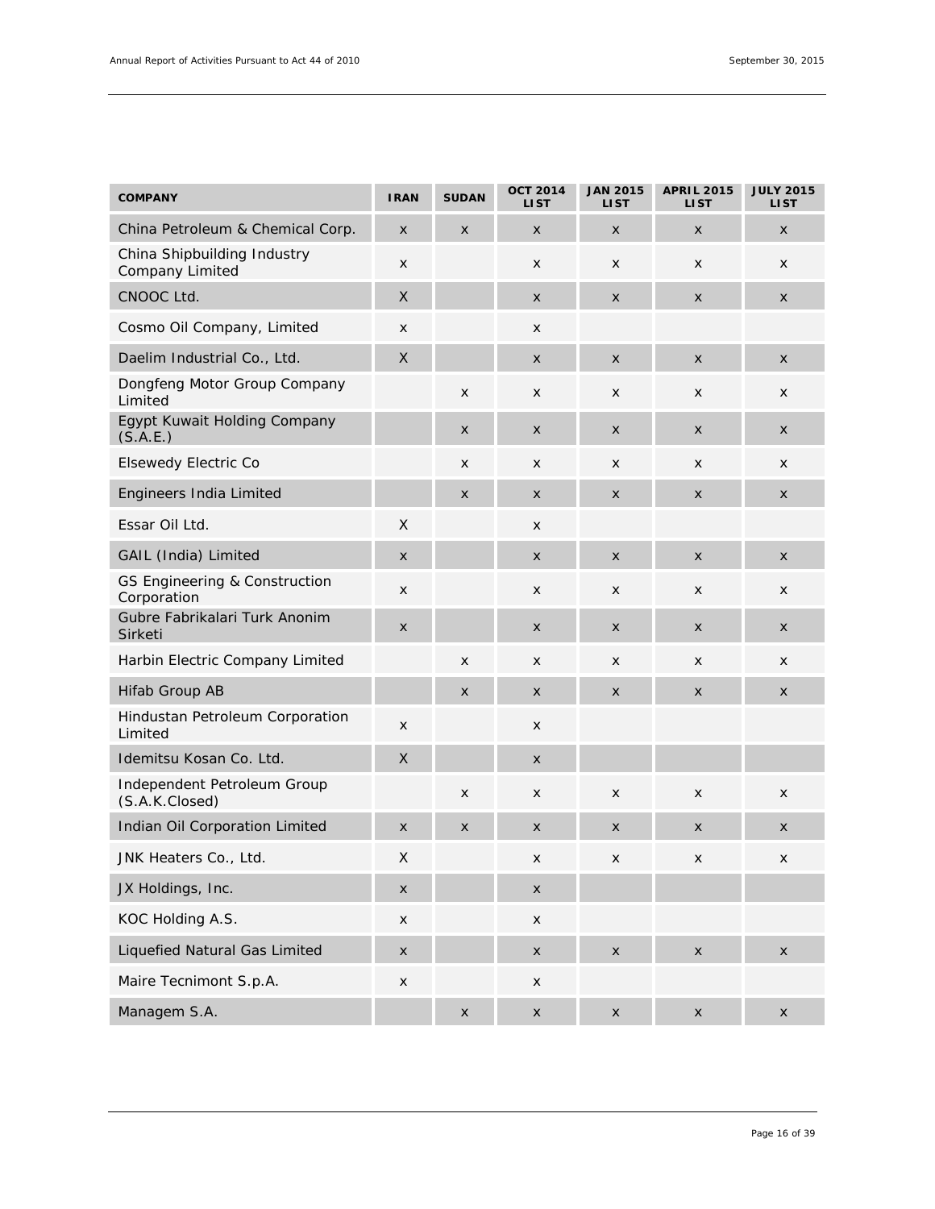| COMPANY | IRAN | SUDAN | OCT 2014 LIST | JAN 2015 LIST | APRIL 2015 LIST | JULY 2015 LIST |
|---|---|---|---|---|---|---|
| China Petroleum & Chemical Corp. | X | X | X | X | X | X |
| China Shipbuilding Industry Company Limited | X | | X | X | X | X |
| CNOOC Ltd. | X | | X | X | X | X |
| Cosmo Oil Company, Limited | X | | X | | | |
| Daelim Industrial Co., Ltd. | X | | X | X | X | X |
| Dongfeng Motor Group Company Limited | | X | X | X | X | X |
| Egypt Kuwait Holding Company (S.A.E.) | | X | X | X | X | X |
| Elsewedy Electric Co | | X | X | X | X | X |
| Engineers India Limited | | X | X | X | X | X |
| Essar Oil Ltd. | X | | X | | | |
| GAIL (India) Limited | X | | X | X | X | X |
| GS Engineering & Construction Corporation | X | | X | X | X | X |
| Gubre Fabrikalari Turk Anonim Sirketi | X | | X | X | X | X |
| Harbin Electric Company Limited | | X | X | X | X | X |
| Hifab Group AB | | X | X | X | X | X |
| Hindustan Petroleum Corporation Limited | X | | X | | | |
| Idemitsu Kosan Co. Ltd. | X | | X | | | |
| Independent Petroleum Group (S.A.K.Closed) | | X | X | X | X | X |
| Indian Oil Corporation Limited | X | X | X | X | X | X |
| JNK Heaters Co., Ltd. | X | | X | X | X | X |
| JX Holdings, Inc. | X | | X | | | |
| KOC Holding A.S. | X | | X | | | |
| Liquefied Natural Gas Limited | X | | X | X | X | X |
| Maire Tecnimont S.p.A. | X | | X | | | |
| Managem S.A. | | X | X | X | X | X |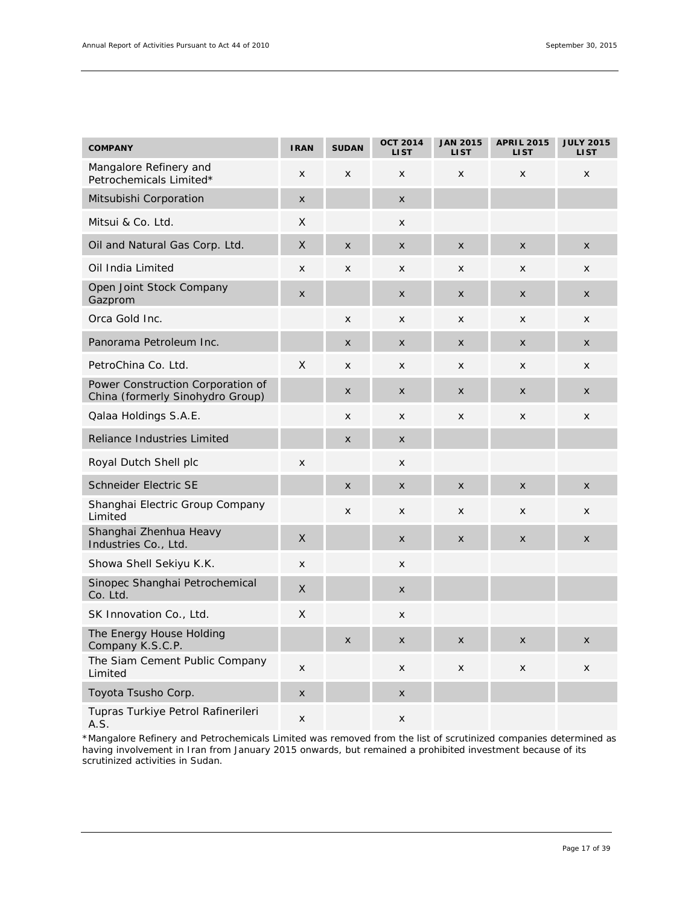| COMPANY | IRAN | SUDAN | OCT 2014 LIST | JAN 2015 LIST | APRIL 2015 LIST | JULY 2015 LIST |
|---|---|---|---|---|---|---|
| Mangalore Refinery and Petrochemicals Limited* | X | X | X | X | X | X |
| Mitsubishi Corporation | X | | X | | | |
| Mitsui & Co. Ltd. | X | | X | | | |
| Oil and Natural Gas Corp. Ltd. | X | X | X | X | X | X |
| Oil India Limited | X | X | X | X | X | X |
| Open Joint Stock Company Gazprom | X | | X | X | X | X |
| Orca Gold Inc. | | X | X | X | X | X |
| Panorama Petroleum Inc. | | X | X | X | X | X |
| PetroChina Co. Ltd. | X | X | X | X | X | X |
| Power Construction Corporation of China (formerly Sinohydro Group) | | X | X | X | X | X |
| Qalaa Holdings S.A.E. | | X | X | X | X | X |
| Reliance Industries Limited | | X | X | | | |
| Royal Dutch Shell plc | X | | X | | | |
| Schneider Electric SE | | X | X | X | X | X |
| Shanghai Electric Group Company Limited | | X | X | X | X | X |
| Shanghai Zhenhua Heavy Industries Co., Ltd. | X | | X | X | X | X |
| Showa Shell Sekiyu K.K. | X | | X | | | |
| Sinopec Shanghai Petrochemical Co. Ltd. | X | | X | | | |
| SK Innovation Co., Ltd. | X | | X | | | |
| The Energy House Holding Company K.S.C.P. | | X | X | X | X | X |
| The Siam Cement Public Company Limited | X | | X | X | X | X |
| Toyota Tsusho Corp. | X | | X | | | |
| Tupras Turkiye Petrol Rafinerileri A.S. | X | | X | | | |

*Mangalore Refinery and Petrochemicals Limited was removed from the list of scrutinized companies determined as having involvement in Iran from January 2015 onwards, but remained a prohibited investment because of its scrutinized activities in Sudan.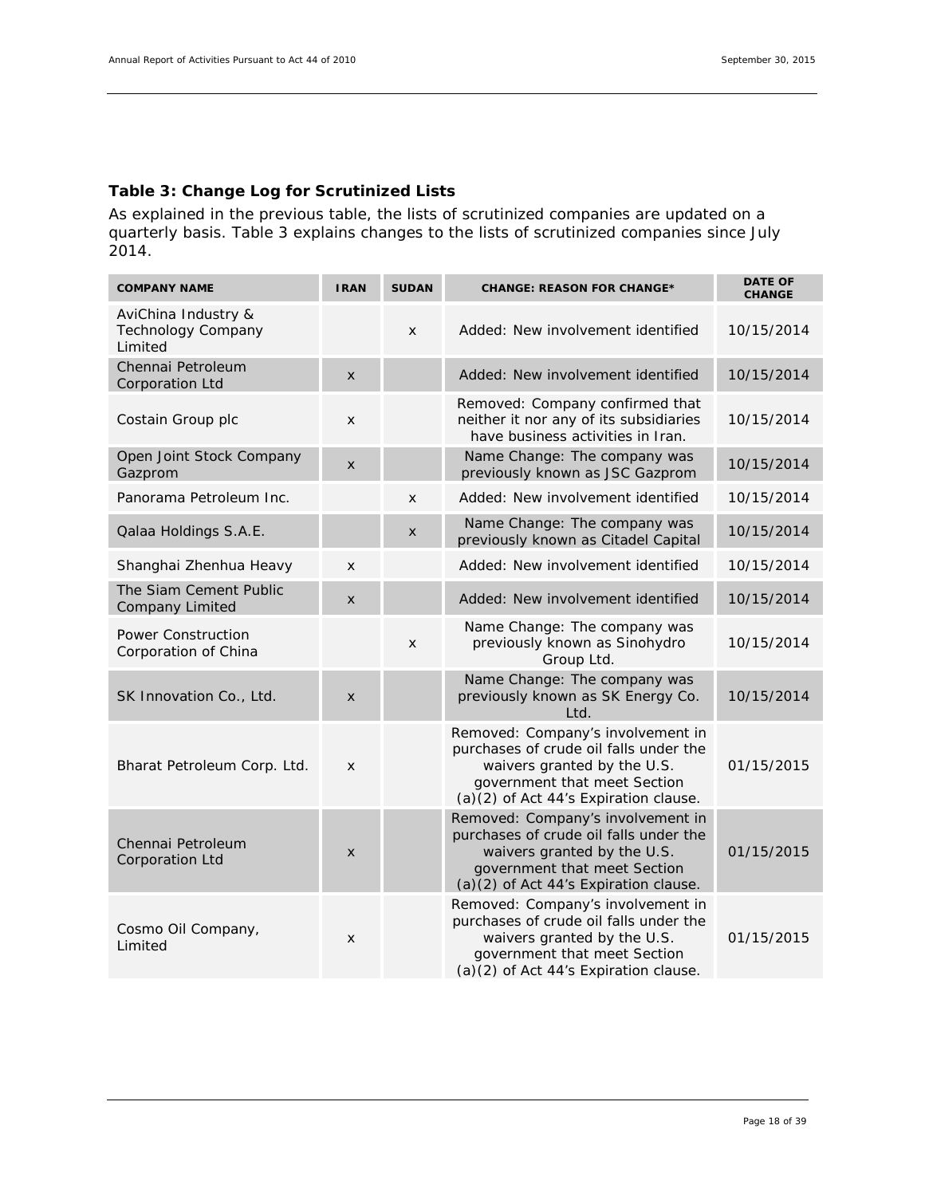### Table 3: Change Log for Scrutinized Lists

As explained in the previous table, the lists of scrutinized companies are updated on a quarterly basis. Table 3 explains changes to the lists of scrutinized companies since July 2014.

| COMPANY NAME | IRAN | SUDAN | CHANGE: REASON FOR CHANGE* | DATE OF CHANGE |
|---|---|---|---|---|
| AviChina Industry & Technology Company Limited | | x | Added: New involvement identified | 10/15/2014 |
| Chennai Petroleum Corporation Ltd | x | | Added: New involvement identified | 10/15/2014 |
| Costain Group plc | x | | Removed: Company confirmed that neither it nor any of its subsidiaries have business activities in Iran. | 10/15/2014 |
| Open Joint Stock Company Gazprom | x | | Name Change: The company was previously known as JSC Gazprom | 10/15/2014 |
| Panorama Petroleum Inc. | | x | Added: New involvement identified | 10/15/2014 |
| Qalaa Holdings S.A.E. | | x | Name Change: The company was previously known as Citadel Capital | 10/15/2014 |
| Shanghai Zhenhua Heavy | x | | Added: New involvement identified | 10/15/2014 |
| The Siam Cement Public Company Limited | x | | Added: New involvement identified | 10/15/2014 |
| Power Construction Corporation of China | | x | Name Change: The company was previously known as Sinohydro Group Ltd. | 10/15/2014 |
| SK Innovation Co., Ltd. | x | | Name Change: The company was previously known as SK Energy Co. Ltd. | 10/15/2014 |
| Bharat Petroleum Corp. Ltd. | x | | Removed: Company's involvement in purchases of crude oil falls under the waivers granted by the U.S. government that meet Section (a)(2) of Act 44's Expiration clause. | 01/15/2015 |
| Chennai Petroleum Corporation Ltd | x | | Removed: Company's involvement in purchases of crude oil falls under the waivers granted by the U.S. government that meet Section (a)(2) of Act 44's Expiration clause. | 01/15/2015 |
| Cosmo Oil Company, Limited | x | | Removed: Company's involvement in purchases of crude oil falls under the waivers granted by the U.S. government that meet Section (a)(2) of Act 44's Expiration clause. | 01/15/2015 |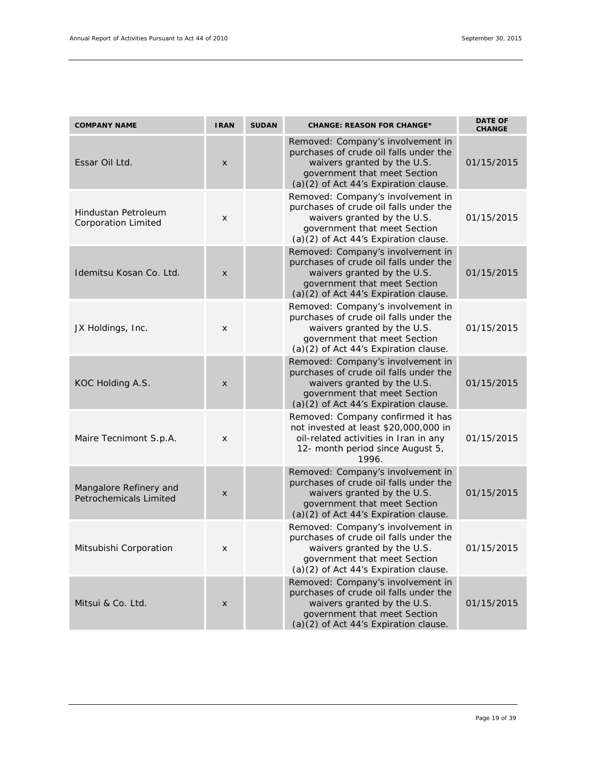| COMPANY NAME | IRAN | SUDAN | CHANGE: REASON FOR CHANGE* | DATE OF CHANGE |
|---|---|---|---|---|
| Essar Oil Ltd. | x | | Removed: Company's involvement in purchases of crude oil falls under the waivers granted by the U.S. government that meet Section (a)(2) of Act 44's Expiration clause. | 01/15/2015 |
| Hindustan Petroleum Corporation Limited | x | | Removed: Company's involvement in purchases of crude oil falls under the waivers granted by the U.S. government that meet Section (a)(2) of Act 44's Expiration clause. | 01/15/2015 |
| Idemitsu Kosan Co. Ltd. | x | | Removed: Company's involvement in purchases of crude oil falls under the waivers granted by the U.S. government that meet Section (a)(2) of Act 44's Expiration clause. | 01/15/2015 |
| JX Holdings, Inc. | x | | Removed: Company's involvement in purchases of crude oil falls under the waivers granted by the U.S. government that meet Section (a)(2) of Act 44's Expiration clause. | 01/15/2015 |
| KOC Holding A.S. | x | | Removed: Company's involvement in purchases of crude oil falls under the waivers granted by the U.S. government that meet Section (a)(2) of Act 44's Expiration clause. | 01/15/2015 |
| Maire Tecnimont S.p.A. | x | | Removed: Company confirmed it has not invested at least $20,000,000 in oil-related activities in Iran in any 12- month period since August 5, 1996. | 01/15/2015 |
| Mangalore Refinery and Petrochemicals Limited | x | | Removed: Company's involvement in purchases of crude oil falls under the waivers granted by the U.S. government that meet Section (a)(2) of Act 44's Expiration clause. | 01/15/2015 |
| Mitsubishi Corporation | x | | Removed: Company's involvement in purchases of crude oil falls under the waivers granted by the U.S. government that meet Section (a)(2) of Act 44's Expiration clause. | 01/15/2015 |
| Mitsui & Co. Ltd. | x | | Removed: Company's involvement in purchases of crude oil falls under the waivers granted by the U.S. government that meet Section (a)(2) of Act 44's Expiration clause. | 01/15/2015 |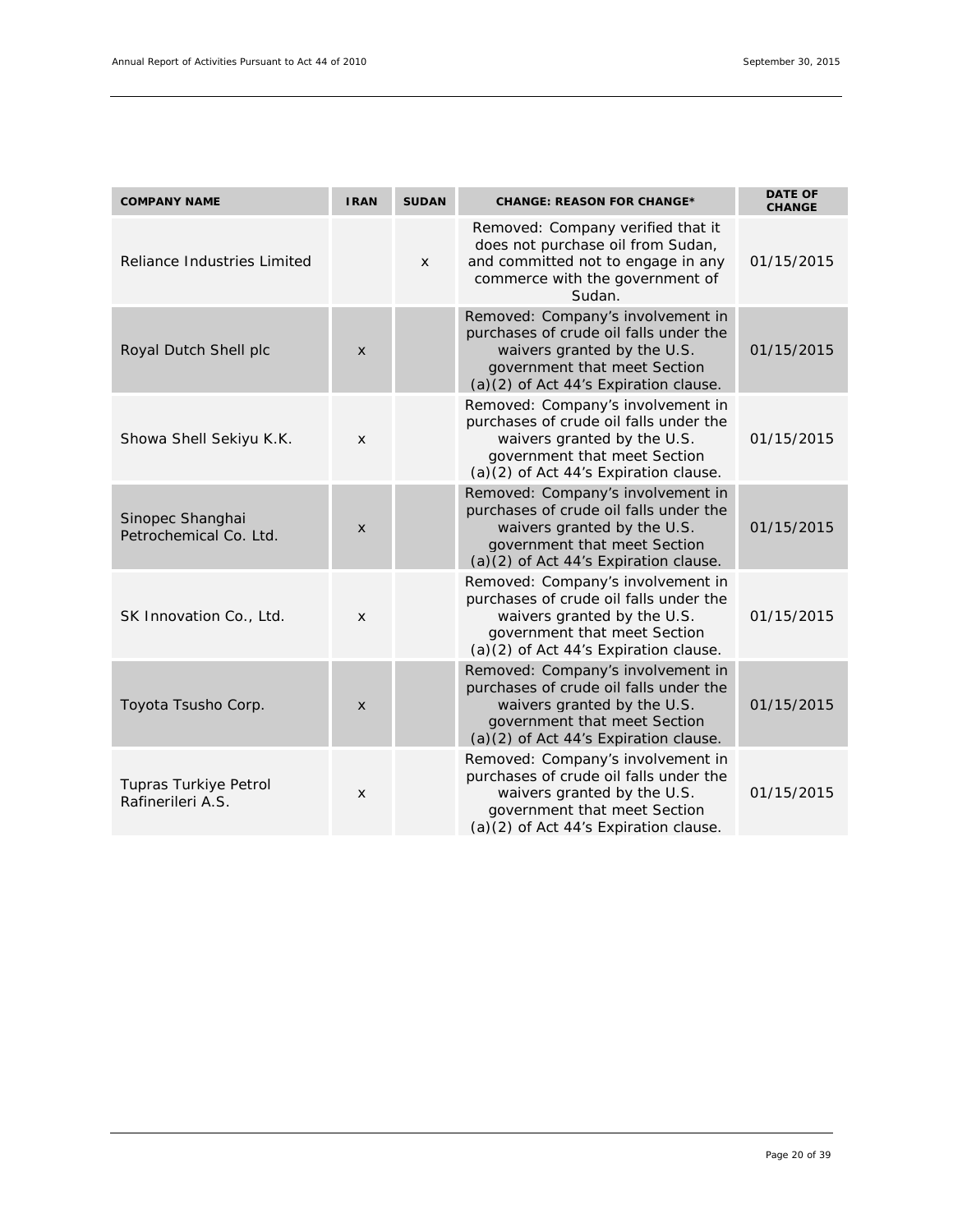| COMPANY NAME | IRAN | SUDAN | CHANGE: REASON FOR CHANGE* | DATE OF CHANGE |
|---|---|---|---|---|
| Reliance Industries Limited | | x | Removed: Company verified that it does not purchase oil from Sudan, and committed not to engage in any commerce with the government of Sudan. | 01/15/2015 |
| Royal Dutch Shell plc | x | | Removed: Company's involvement in purchases of crude oil falls under the waivers granted by the U.S. government that meet Section (a)(2) of Act 44's Expiration clause. | 01/15/2015 |
| Showa Shell Sekiyu K.K. | x | | Removed: Company's involvement in purchases of crude oil falls under the waivers granted by the U.S. government that meet Section (a)(2) of Act 44's Expiration clause. | 01/15/2015 |
| Sinopec Shanghai Petrochemical Co. Ltd. | x | | Removed: Company's involvement in purchases of crude oil falls under the waivers granted by the U.S. government that meet Section (a)(2) of Act 44's Expiration clause. | 01/15/2015 |
| SK Innovation Co., Ltd. | x | | Removed: Company's involvement in purchases of crude oil falls under the waivers granted by the U.S. government that meet Section (a)(2) of Act 44's Expiration clause. | 01/15/2015 |
| Toyota Tsusho Corp. | x | | Removed: Company's involvement in purchases of crude oil falls under the waivers granted by the U.S. government that meet Section (a)(2) of Act 44's Expiration clause. | 01/15/2015 |
| Tupras Turkiye Petrol Rafinerileri A.S. | x | | Removed: Company's involvement in purchases of crude oil falls under the waivers granted by the U.S. government that meet Section (a)(2) of Act 44's Expiration clause. | 01/15/2015 |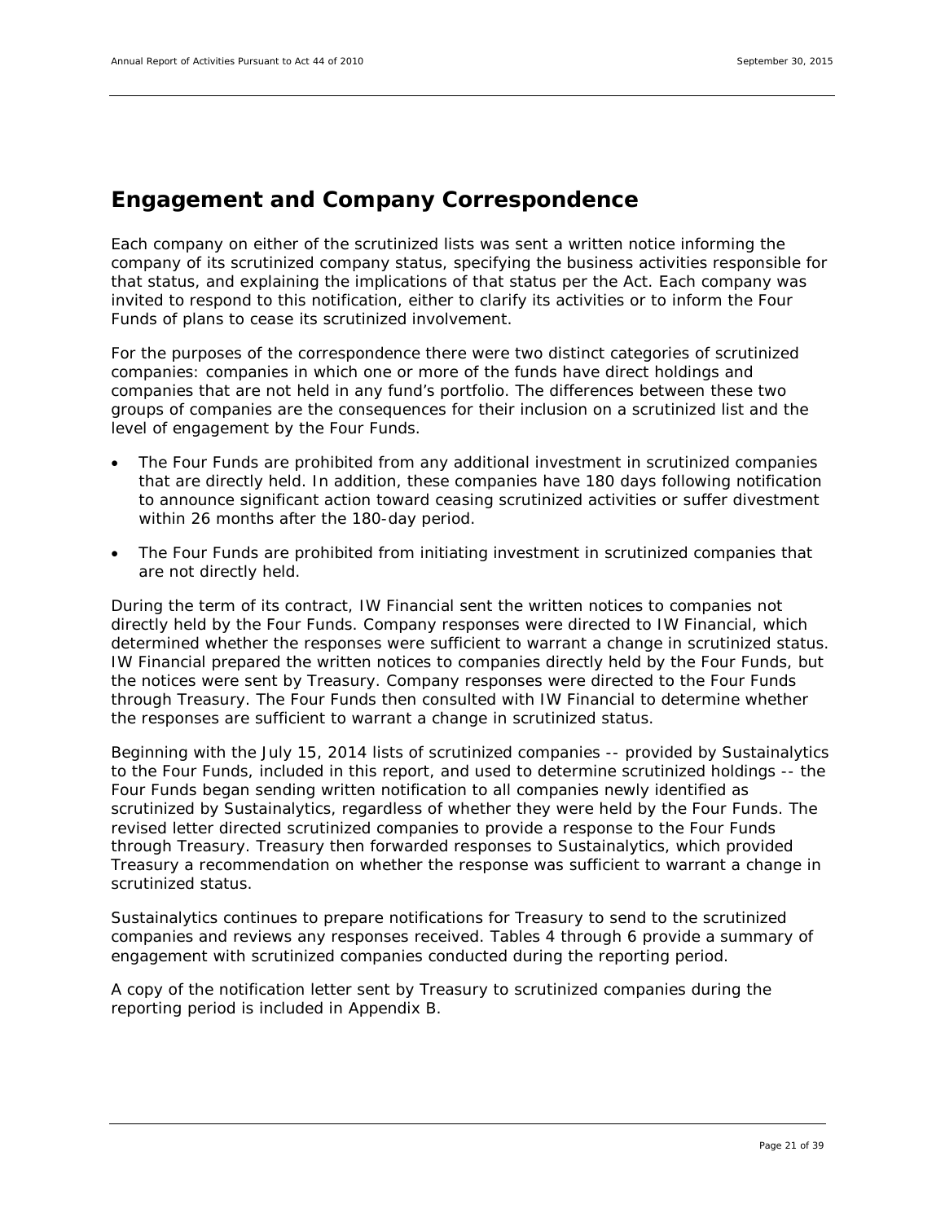## Engagement and Company Correspondence

Each company on either of the scrutinized lists was sent a written notice informing the company of its scrutinized company status, specifying the business activities responsible for that status, and explaining the implications of that status per the Act. Each company was invited to respond to this notification, either to clarify its activities or to inform the Four Funds of plans to cease its scrutinized involvement.

For the purposes of the correspondence there were two distinct categories of scrutinized companies: companies in which one or more of the funds have direct holdings and companies that are not held in any fund's portfolio. The differences between these two groups of companies are the consequences for their inclusion on a scrutinized list and the level of engagement by the Four Funds.

- The Four Funds are prohibited from any additional investment in scrutinized companies that are directly held. In addition, these companies have 180 days following notification to announce significant action toward ceasing scrutinized activities or suffer divestment within 26 months after the 180-day period.
- The Four Funds are prohibited from initiating investment in scrutinized companies that are not directly held.

During the term of its contract, IW Financial sent the written notices to companies not directly held by the Four Funds. Company responses were directed to IW Financial, which determined whether the responses were sufficient to warrant a change in scrutinized status. IW Financial prepared the written notices to companies directly held by the Four Funds, but the notices were sent by Treasury. Company responses were directed to the Four Funds through Treasury. The Four Funds then consulted with IW Financial to determine whether the responses are sufficient to warrant a change in scrutinized status.

Beginning with the July 15, 2014 lists of scrutinized companies -- provided by Sustainalytics to the Four Funds, included in this report, and used to determine scrutinized holdings -- the Four Funds began sending written notification to all companies newly identified as scrutinized by Sustainalytics, regardless of whether they were held by the Four Funds. The revised letter directed scrutinized companies to provide a response to the Four Funds through Treasury. Treasury then forwarded responses to Sustainalytics, which provided Treasury a recommendation on whether the response was sufficient to warrant a change in scrutinized status.

Sustainalytics continues to prepare notifications for Treasury to send to the scrutinized companies and reviews any responses received. Tables 4 through 6 provide a summary of engagement with scrutinized companies conducted during the reporting period.

A copy of the notification letter sent by Treasury to scrutinized companies during the reporting period is included in Appendix B.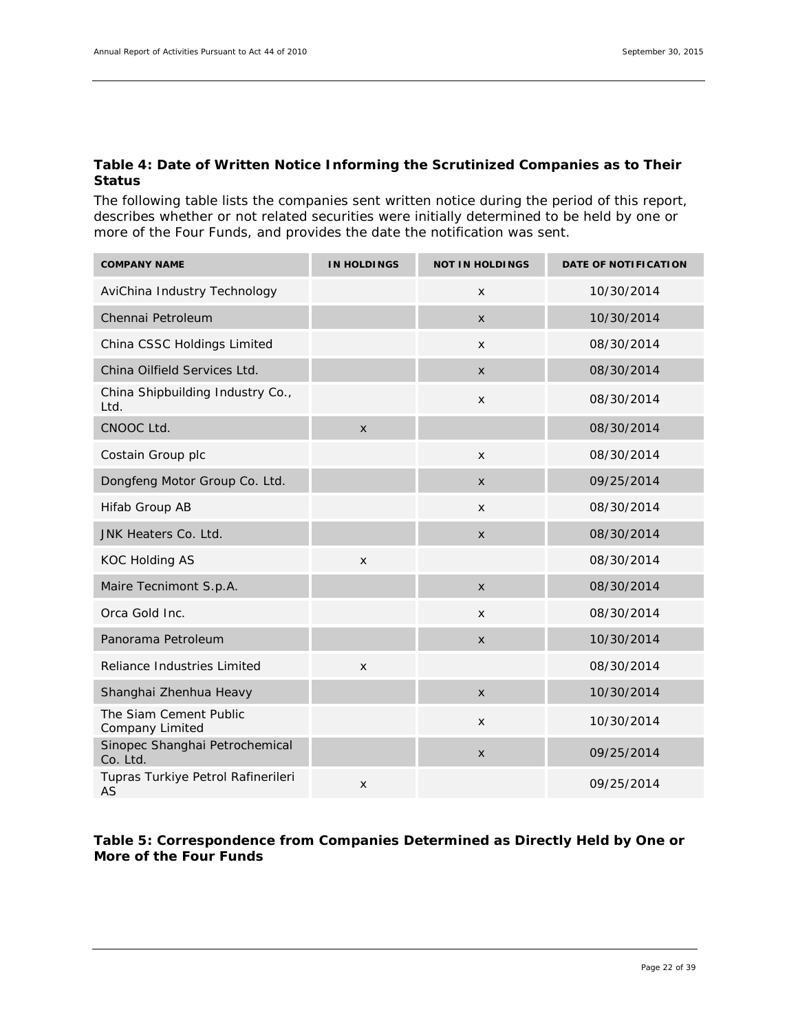**Table 4: Date of Written Notice Informing the Scrutinized Companies as to Their Status**

The following table lists the companies sent written notice during the period of this report, describes whether or not related securities were initially determined to be held by one or more of the Four Funds, and provides the date the notification was sent.

| COMPANY NAME | IN HOLDINGS | NOT IN HOLDINGS | DATE OF NOTIFICATION |
|---|---|---|---|
| AviChina Industry Technology | | x | 10/30/2014 |
| Chennai Petroleum | | x | 10/30/2014 |
| China CSSC Holdings Limited | | x | 08/30/2014 |
| China Oilfield Services Ltd. | | x | 08/30/2014 |
| China Shipbuilding Industry Co., Ltd. | | x | 08/30/2014 |
| CNOOC Ltd. | x | | 08/30/2014 |
| Costain Group plc | | x | 08/30/2014 |
| Dongfeng Motor Group Co. Ltd. | | x | 09/25/2014 |
| Hifab Group AB | | x | 08/30/2014 |
| JNK Heaters Co. Ltd. | | x | 08/30/2014 |
| KOC Holding AS | x | | 08/30/2014 |
| Maire Tecnimont S.p.A. | | x | 08/30/2014 |
| Orca Gold Inc. | | x | 08/30/2014 |
| Panorama Petroleum | | x | 10/30/2014 |
| Reliance Industries Limited | x | | 08/30/2014 |
| Shanghai Zhenhua Heavy | | x | 10/30/2014 |
| The Siam Cement Public Company Limited | | x | 10/30/2014 |
| Sinopec Shanghai Petrochemical Co. Ltd. | | x | 09/25/2014 |
| Tupras Turkiye Petrol Rafinerileri AS | x | | 09/25/2014 |

**Table 5: Correspondence from Companies Determined as Directly Held by One or More of the Four Funds**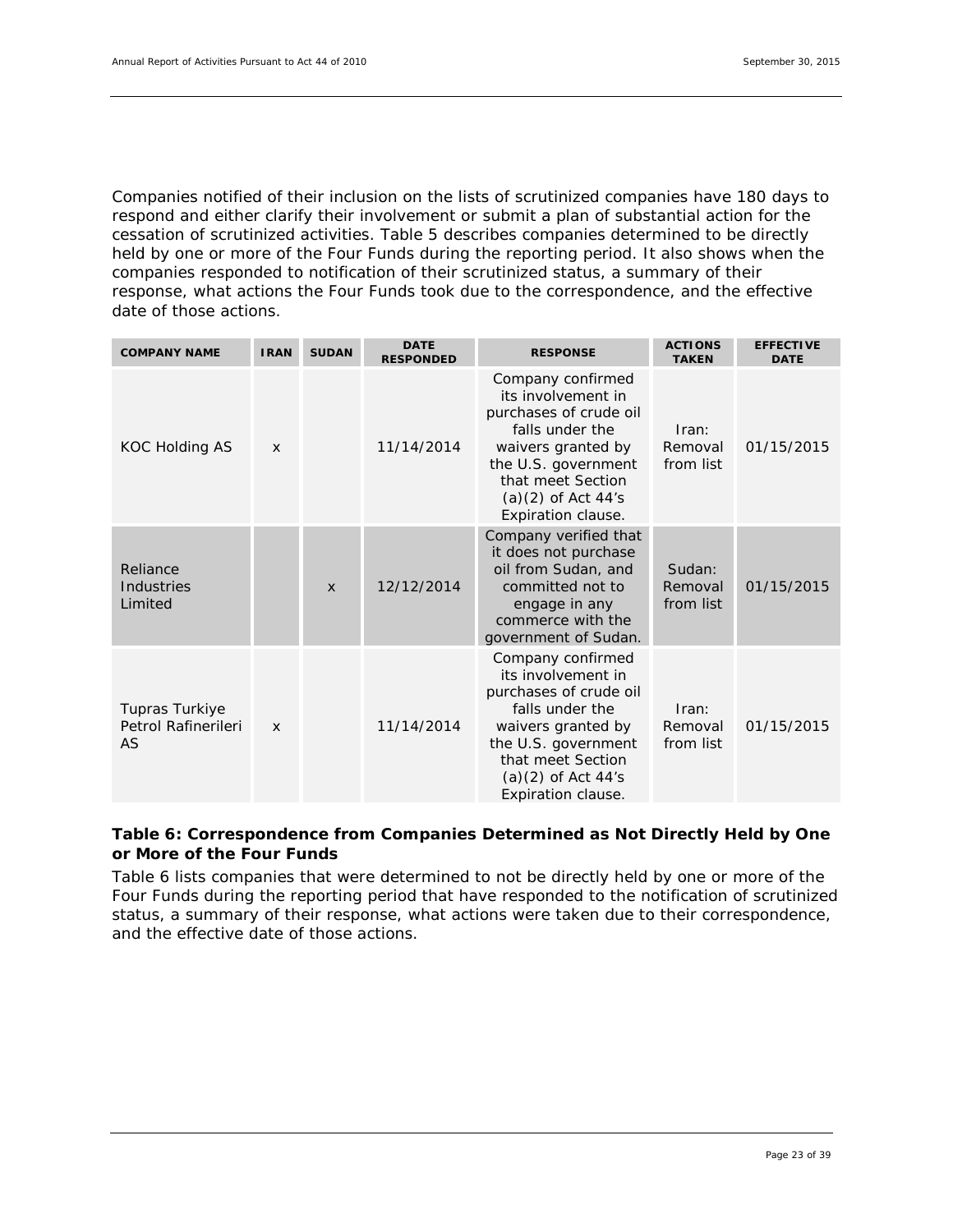Companies notified of their inclusion on the lists of scrutinized companies have 180 days to respond and either clarify their involvement or submit a plan of substantial action for the cessation of scrutinized activities. Table 5 describes companies determined to be directly held by one or more of the Four Funds during the reporting period. It also shows when the companies responded to notification of their scrutinized status, a summary of their response, what actions the Four Funds took due to the correspondence, and the effective date of those actions.

| COMPANY NAME | IRAN | SUDAN | DATE RESPONDED | RESPONSE | ACTIONS TAKEN | EFFECTIVE DATE |
|---|---|---|---|---|---|---|
| KOC Holding AS | x | | 11/14/2014 | Company confirmed its involvement in purchases of crude oil falls under the waivers granted by the U.S. government that meet Section (a)(2) of Act 44's Expiration clause. | Iran: Removal from list | 01/15/2015 |
| Reliance Industries Limited | | x | 12/12/2014 | Company verified that it does not purchase oil from Sudan, and committed not to engage in any commerce with the government of Sudan. | Sudan: Removal from list | 01/15/2015 |
| Tupras Turkiye Petrol Rafinerileri AS | x | | 11/14/2014 | Company confirmed its involvement in purchases of crude oil falls under the waivers granted by the U.S. government that meet Section (a)(2) of Act 44's Expiration clause. | Iran: Removal from list | 01/15/2015 |

**Table 6: Correspondence from Companies Determined as Not Directly Held by One or More of the Four Funds**

Table 6 lists companies that were determined to not be directly held by one or more of the Four Funds during the reporting period that have responded to the notification of scrutinized status, a summary of their response, what actions were taken due to their correspondence, and the effective date of those actions.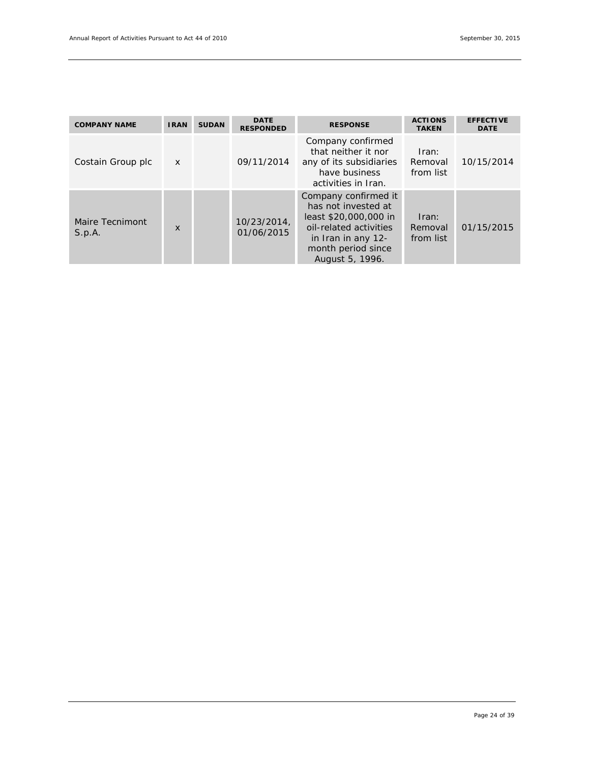| COMPANY NAME | IRAN | SUDAN | DATE RESPONDED | RESPONSE | ACTIONS TAKEN | EFFECTIVE DATE |
|---|---|---|---|---|---|---|
| Costain Group plc | x | | 09/11/2014 | Company confirmed that neither it nor any of its subsidiaries have business activities in Iran. | Iran: Removal from list | 10/15/2014 |
| Maire Tecnimont S.p.A. | x | | 10/23/2014, 01/06/2015 | Company confirmed it has not invested at least $20,000,000 in oil-related activities in Iran in any 12-month period since August 5, 1996. | Iran: Removal from list | 01/15/2015 |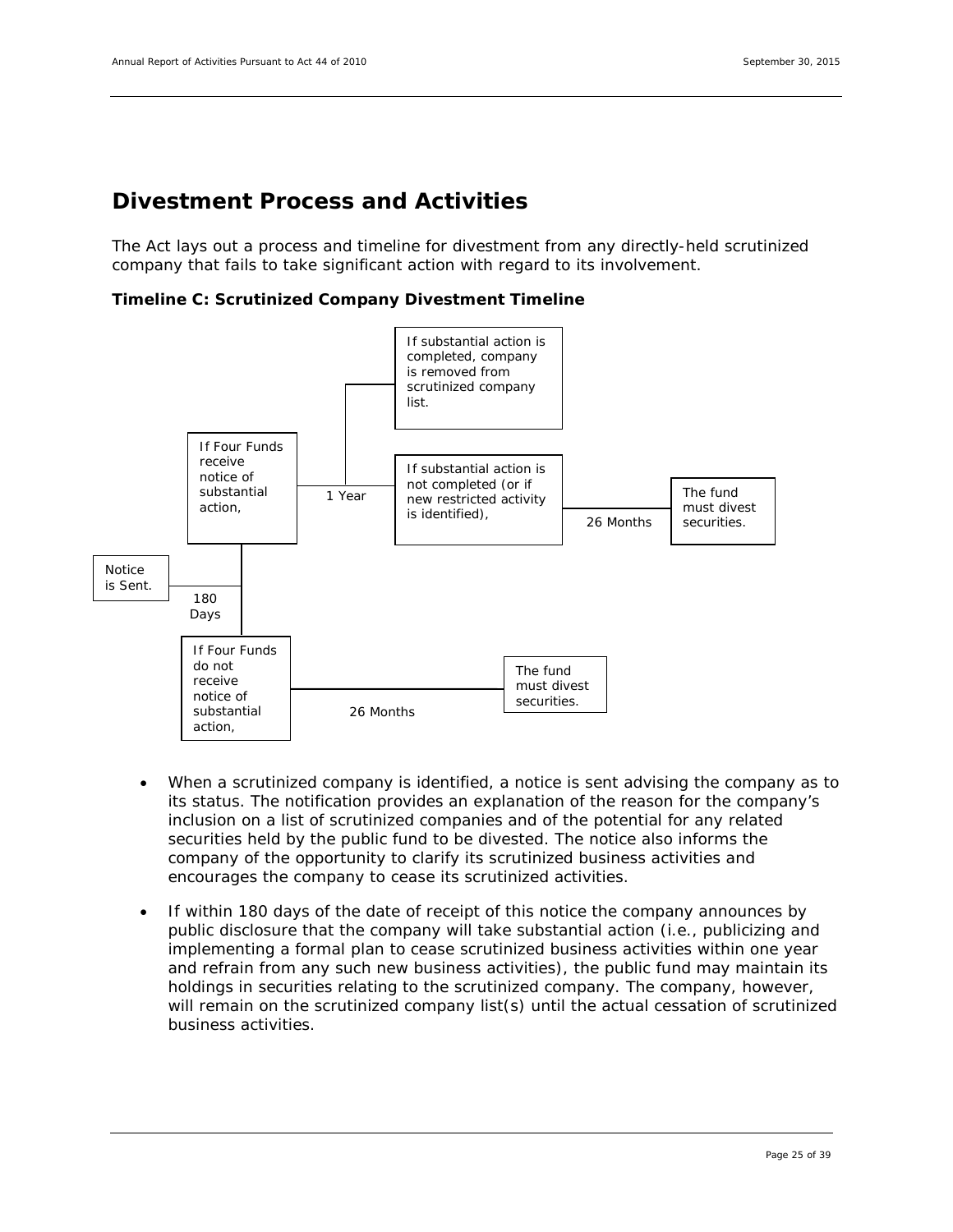## Divestment Process and Activities

The Act lays out a process and timeline for divestment from any directly-held scrutinized company that fails to take significant action with regard to its involvement.

**Timeline C: Scrutinized Company Divestment Timeline**

Notice is Sent.

180 Days

If Four Funds receive notice of substantial action,

1 Year

If substantial action is completed, company is removed from scrutinized company list.

If substantial action is not completed (or if new restricted activity is identified),

26 Months

The fund must divest securities.

If Four Funds do not receive notice of substantial action,

26 Months

The fund must divest securities.

- When a scrutinized company is identified, a notice is sent advising the company as to its status. The notification provides an explanation of the reason for the company's inclusion on a list of scrutinized companies and of the potential for any related securities held by the public fund to be divested. The notice also informs the company of the opportunity to clarify its scrutinized business activities and encourages the company to cease its scrutinized activities.
- If within 180 days of the date of receipt of this notice the company announces by public disclosure that the company will take substantial action (i.e., publicizing and implementing a formal plan to cease scrutinized business activities within one year and refrain from any such new business activities), the public fund may maintain its holdings in securities relating to the scrutinized company. The company, however, will remain on the scrutinized company list(s) until the actual cessation of scrutinized business activities.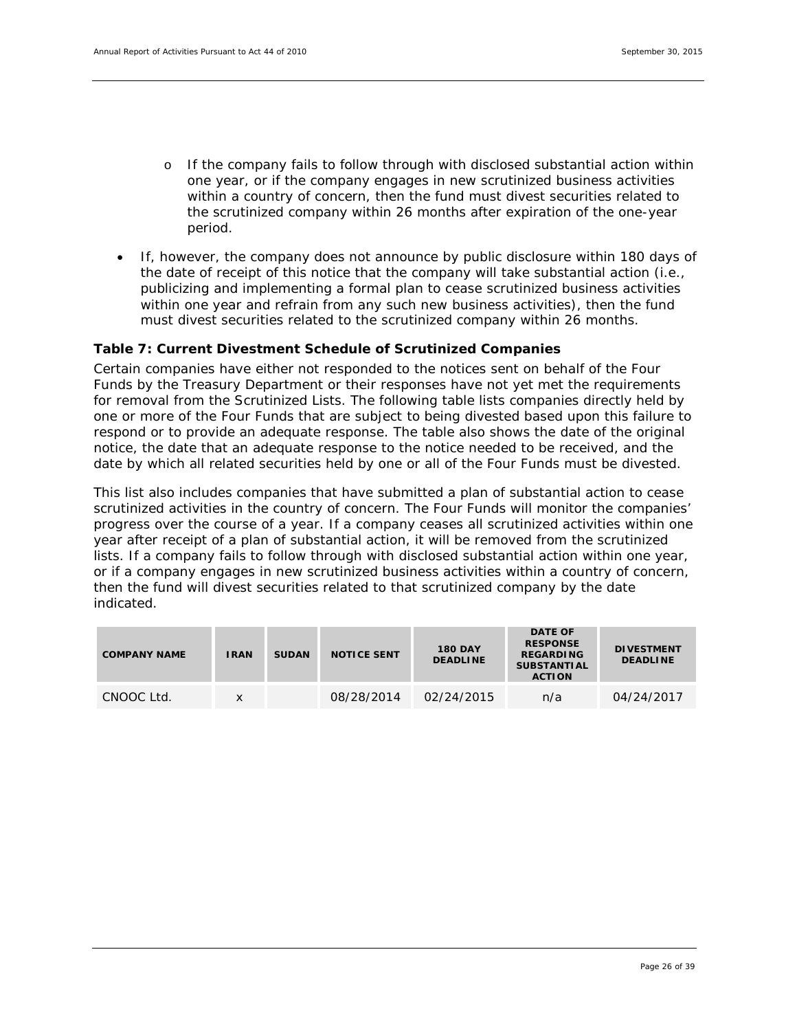- If the company fails to follow through with disclosed substantial action within one year, or if the company engages in new scrutinized business activities within a country of concern, then the fund must divest securities related to the scrutinized company within 26 months after expiration of the one-year period.

- If, however, the company does not announce by public disclosure within 180 days of the date of receipt of this notice that the company will take substantial action (i.e., publicizing and implementing a formal plan to cease scrutinized business activities within one year and refrain from any such new business activities), then the fund must divest securities related to the scrutinized company within 26 months.

**Table 7: Current Divestment Schedule of Scrutinized Companies**

Certain companies have either not responded to the notices sent on behalf of the Four Funds by the Treasury Department or their responses have not yet met the requirements for removal from the Scrutinized Lists. The following table lists companies directly held by one or more of the Four Funds that are subject to being divested based upon this failure to respond or to provide an adequate response. The table also shows the date of the original notice, the date that an adequate response to the notice needed to be received, and the date by which all related securities held by one or all of the Four Funds must be divested.

This list also includes companies that have submitted a plan of substantial action to cease scrutinized activities in the country of concern. The Four Funds will monitor the companies' progress over the course of a year. If a company ceases all scrutinized activities within one year after receipt of a plan of substantial action, it will be removed from the scrutinized lists. If a company fails to follow through with disclosed substantial action within one year, or if a company engages in new scrutinized business activities within a country of concern, then the fund will divest securities related to that scrutinized company by the date indicated.

| COMPANY NAME | IRAN | SUDAN | NOTICE SENT | 180 DAY DEADLINE | DATE OF RESPONSE REGARDING SUBSTANTIAL ACTION | DIVESTMENT DEADLINE |
|---|---|---|---|---|---|---|
| CNOOC Ltd. | x | | 08/28/2014 | 02/24/2015 | n/a | 04/24/2017 |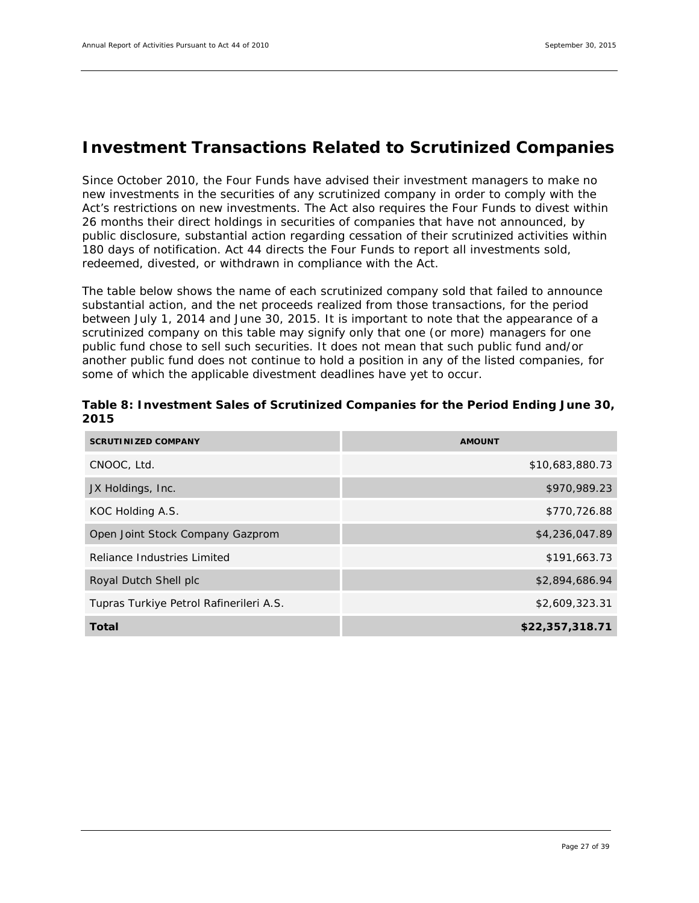# Investment Transactions Related to Scrutinized Companies

Since October 2010, the Four Funds have advised their investment managers to make no new investments in the securities of any scrutinized company in order to comply with the Act's restrictions on new investments. The Act also requires the Four Funds to divest within 26 months their direct holdings in securities of companies that have not announced, by public disclosure, substantial action regarding cessation of their scrutinized activities within 180 days of notification. Act 44 directs the Four Funds to report all investments sold, redeemed, divested, or withdrawn in compliance with the Act.

The table below shows the name of each scrutinized company sold that failed to announce substantial action, and the net proceeds realized from those transactions, for the period between July 1, 2014 and June 30, 2015. It is important to note that the appearance of a scrutinized company on this table may signify only that one (or more) managers for one public fund chose to sell such securities. It does not mean that such public fund and/or another public fund does not continue to hold a position in any of the listed companies, for some of which the applicable divestment deadlines have yet to occur.

**Table 8: Investment Sales of Scrutinized Companies for the Period Ending June 30, 2015**

| SCRUTINIZED COMPANY | AMOUNT |
| --- | ---: |
| CNOOC, Ltd. | $10,683,880.73 |
| JX Holdings, Inc. | $970,989.23 |
| KOC Holding A.S. | $770,726.88 |
| Open Joint Stock Company Gazprom | $4,236,047.89 |
| Reliance Industries Limited | $191,663.73 |
| Royal Dutch Shell plc | $2,894,686.94 |
| Tupras Turkiye Petrol Rafinerileri A.S. | $2,609,323.31 |
| **Total** | **$22,357,318.71** |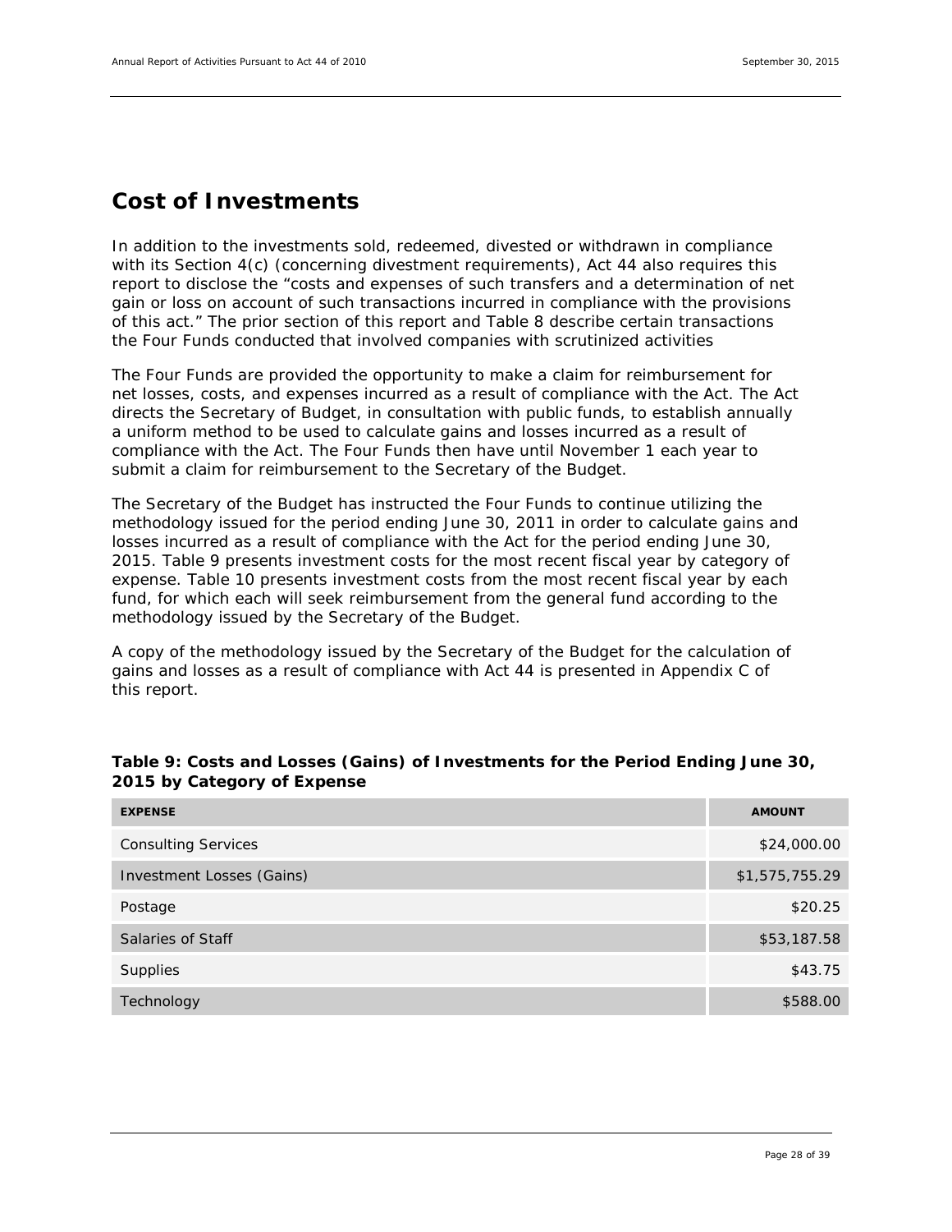## Cost of Investments

In addition to the investments sold, redeemed, divested or withdrawn in compliance with its Section 4(c) (concerning divestment requirements), Act 44 also requires this report to disclose the "costs and expenses of such transfers and a determination of net gain or loss on account of such transactions incurred in compliance with the provisions of this act." The prior section of this report and Table 8 describe certain transactions the Four Funds conducted that involved companies with scrutinized activities

The Four Funds are provided the opportunity to make a claim for reimbursement for net losses, costs, and expenses incurred as a result of compliance with the Act. The Act directs the Secretary of Budget, in consultation with public funds, to establish annually a uniform method to be used to calculate gains and losses incurred as a result of compliance with the Act. The Four Funds then have until November 1 each year to submit a claim for reimbursement to the Secretary of the Budget.

The Secretary of the Budget has instructed the Four Funds to continue utilizing the methodology issued for the period ending June 30, 2011 in order to calculate gains and losses incurred as a result of compliance with the Act for the period ending June 30, 2015. Table 9 presents investment costs for the most recent fiscal year by category of expense. Table 10 presents investment costs from the most recent fiscal year by each fund, for which each will seek reimbursement from the general fund according to the methodology issued by the Secretary of the Budget.

A copy of the methodology issued by the Secretary of the Budget for the calculation of gains and losses as a result of compliance with Act 44 is presented in Appendix C of this report.

**Table 9: Costs and Losses (Gains) of Investments for the Period Ending June 30, 2015 by Category of Expense**

| EXPENSE | AMOUNT |
|---|---:|
| Consulting Services | $24,000.00 |
| Investment Losses (Gains) | $1,575,755.29 |
| Postage | $20.25 |
| Salaries of Staff | $53,187.58 |
| Supplies | $43.75 |
| Technology | $588.00 |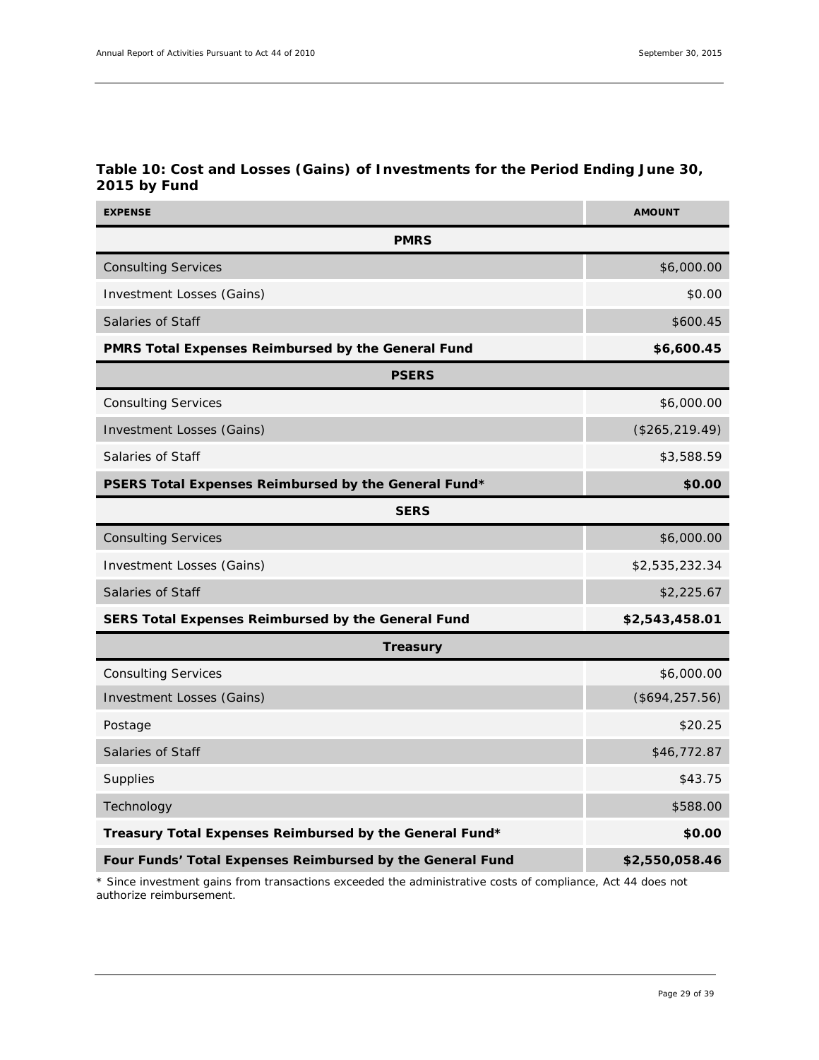### Table 10: Cost and Losses (Gains) of Investments for the Period Ending June 30, 2015 by Fund

| EXPENSE | AMOUNT |
|---|---|
| **PMRS** | |
| Consulting Services | $6,000.00 |
| Investment Losses (Gains) | $0.00 |
| Salaries of Staff | $600.45 |
| **PMRS Total Expenses Reimbursed by the General Fund** | **$6,600.45** |
| **PSERS** | |
| Consulting Services | $6,000.00 |
| Investment Losses (Gains) | ($265,219.49) |
| Salaries of Staff | $3,588.59 |
| **PSERS Total Expenses Reimbursed by the General Fund*** | **$0.00** |
| **SERS** | |
| Consulting Services | $6,000.00 |
| Investment Losses (Gains) | $2,535,232.34 |
| Salaries of Staff | $2,225.67 |
| **SERS Total Expenses Reimbursed by the General Fund** | **$2,543,458.01** |
| **Treasury** | |
| Consulting Services | $6,000.00 |
| Investment Losses (Gains) | ($694,257.56) |
| Postage | $20.25 |
| Salaries of Staff | $46,772.87 |
| Supplies | $43.75 |
| Technology | $588.00 |
| **Treasury Total Expenses Reimbursed by the General Fund*** | **$0.00** |
| **Four Funds' Total Expenses Reimbursed by the General Fund** | **$2,550,058.46** |

* Since investment gains from transactions exceeded the administrative costs of compliance, Act 44 does not authorize reimbursement.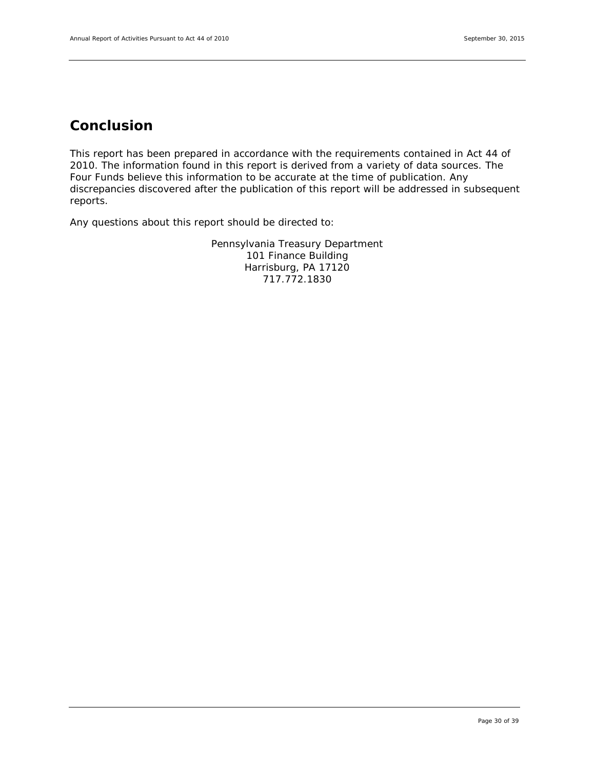# Conclusion

This report has been prepared in accordance with the requirements contained in Act 44 of 2010. The information found in this report is derived from a variety of data sources. The Four Funds believe this information to be accurate at the time of publication. Any discrepancies discovered after the publication of this report will be addressed in subsequent reports.

Any questions about this report should be directed to:

Pennsylvania Treasury Department
101 Finance Building
Harrisburg, PA 17120
717.772.1830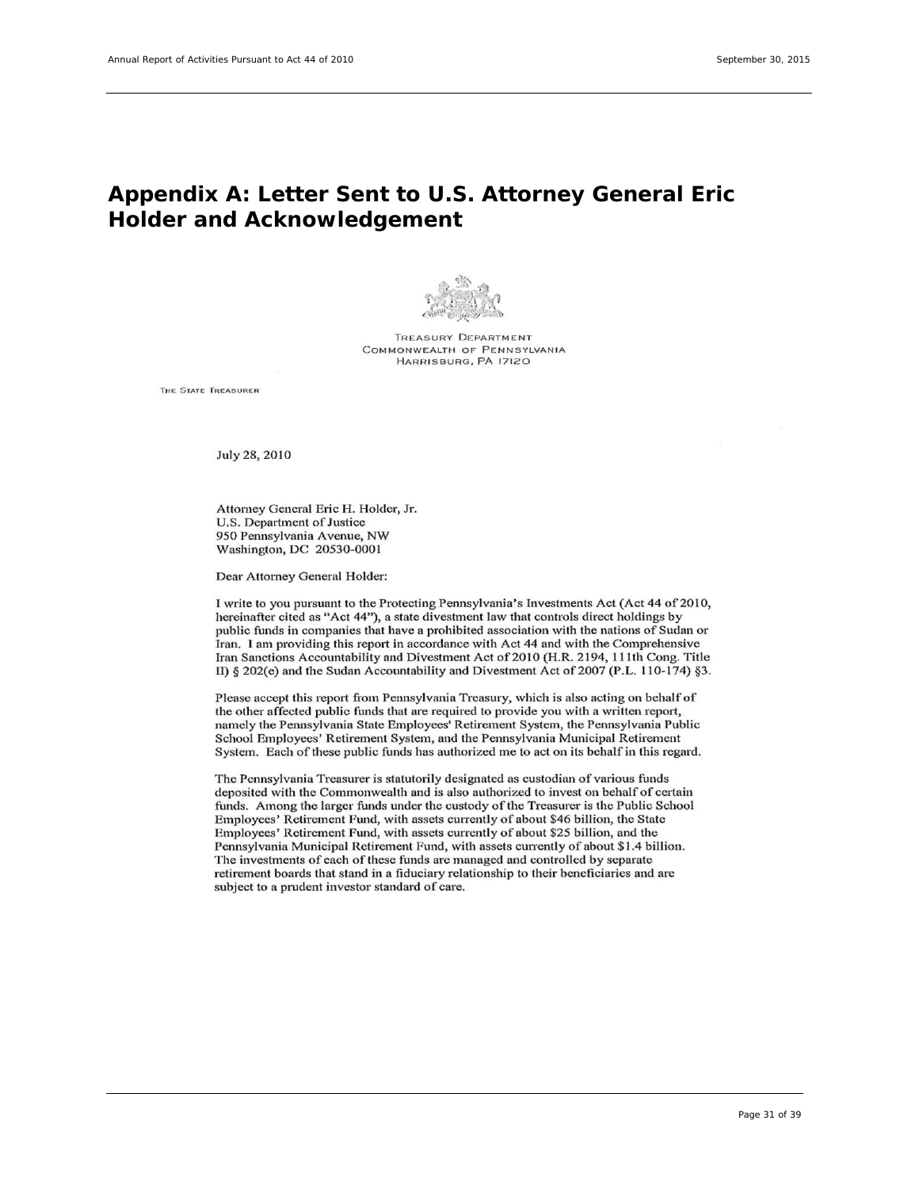# Appendix A: Letter Sent to U.S. Attorney General Eric Holder and Acknowledgement

TREASURY DEPARTMENT
COMMONWEALTH OF PENNSYLVANIA
HARRISBURG, PA 17120

THE STATE TREASURER

July 28, 2010

Attorney General Eric H. Holder, Jr.
U.S. Department of Justice
950 Pennsylvania Avenue, NW
Washington, DC 20530-0001

Dear Attorney General Holder:

I write to you pursuant to the Protecting Pennsylvania's Investments Act (Act 44 of 2010, hereinafter cited as "Act 44"), a state divestment law that controls direct holdings by public funds in companies that have a prohibited association with the nations of Sudan or Iran. I am providing this report in accordance with Act 44 and with the Comprehensive Iran Sanctions Accountability and Divestment Act of 2010 (H.R. 2194, 111th Cong. Title II) § 202(e) and the Sudan Accountability and Divestment Act of 2007 (P.L. 110-174) §3.

Please accept this report from Pennsylvania Treasury, which is also acting on behalf of the other affected public funds that are required to provide you with a written report, namely the Pennsylvania State Employees' Retirement System, the Pennsylvania Public School Employees' Retirement System, and the Pennsylvania Municipal Retirement System. Each of these public funds has authorized me to act on its behalf in this regard.

The Pennsylvania Treasurer is statutorily designated as custodian of various funds deposited with the Commonwealth and is also authorized to invest on behalf of certain funds. Among the larger funds under the custody of the Treasurer is the Public School Employees' Retirement Fund, with assets currently of about $46 billion, the State Employees' Retirement Fund, with assets currently of about $25 billion, and the Pennsylvania Municipal Retirement Fund, with assets currently of about $1.4 billion. The investments of each of these funds are managed and controlled by separate retirement boards that stand in a fiduciary relationship to their beneficiaries and are subject to a prudent investor standard of care.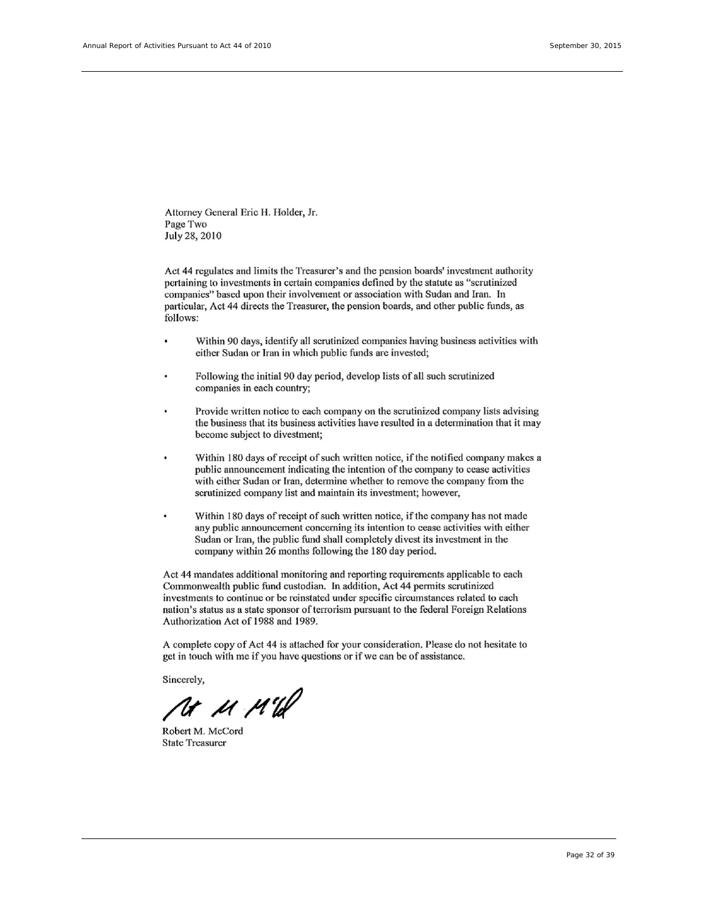Attorney General Eric H. Holder, Jr.
Page Two
July 28, 2010

Act 44 regulates and limits the Treasurer's and the pension boards' investment authority pertaining to investments in certain companies defined by the statute as "scrutinized companies" based upon their involvement or association with Sudan and Iran. In particular, Act 44 directs the Treasurer, the pension boards, and other public funds, as follows:

- Within 90 days, identify all scrutinized companies having business activities with either Sudan or Iran in which public funds are invested;
- Following the initial 90 day period, develop lists of all such scrutinized companies in each country;
- Provide written notice to each company on the scrutinized company lists advising the business that its business activities have resulted in a determination that it may become subject to divestment;
- Within 180 days of receipt of such written notice, if the notified company makes a public announcement indicating the intention of the company to cease activities with either Sudan or Iran, determine whether to remove the company from the scrutinized company list and maintain its investment; however,
- Within 180 days of receipt of such written notice, if the company has not made any public announcement concerning its intention to cease activities with either Sudan or Iran, the public fund shall completely divest its investment in the company within 26 months following the 180 day period.

Act 44 mandates additional monitoring and reporting requirements applicable to each Commonwealth public fund custodian. In addition, Act 44 permits scrutinized investments to continue or be reinstated under specific circumstances related to each nation's status as a state sponsor of terrorism pursuant to the federal Foreign Relations Authorization Act of 1988 and 1989.

A complete copy of Act 44 is attached for your consideration. Please do not hesitate to get in touch with me if you have questions or if we can be of assistance.

Sincerely,

Robert M. McCord
State Treasurer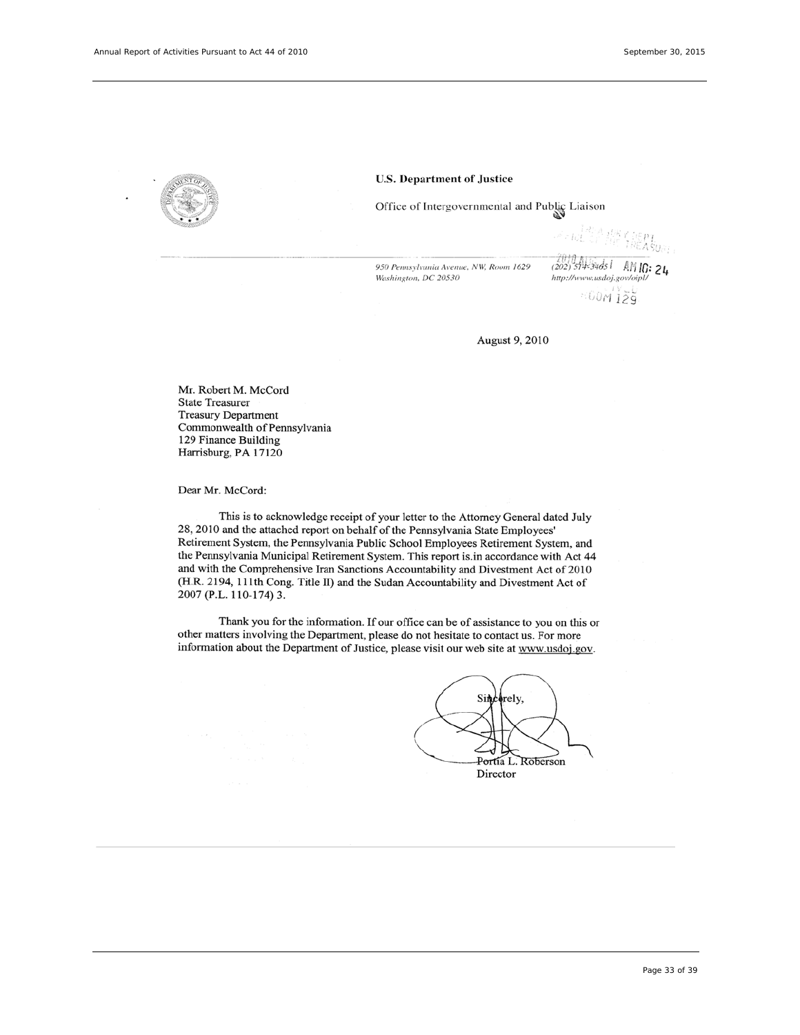**U.S. Department of Justice**

Office of Intergovernmental and Public Liaison

950 Pennsylvania Avenue, NW, Room 1629
Washington, DC 20530

(202) 514-3465
http://www.usdoj.gov/oipl/

August 9, 2010

Mr. Robert M. McCord
State Treasurer
Treasury Department
Commonwealth of Pennsylvania
129 Finance Building
Harrisburg, PA 17120

Dear Mr. McCord:

This is to acknowledge receipt of your letter to the Attorney General dated July 28, 2010 and the attached report on behalf of the Pennsylvania State Employees' Retirement System, the Pennsylvania Public School Employees Retirement System, and the Pennsylvania Municipal Retirement System. This report is.in accordance with Act 44 and with the Comprehensive Iran Sanctions Accountability and Divestment Act of 2010 (H.R. 2194, 111th Cong. Title II) and the Sudan Accountability and Divestment Act of 2007 (P.L. 110-174) 3.

Thank you for the information. If our office can be of assistance to you on this or other matters involving the Department, please do not hesitate to contact us. For more information about the Department of Justice, please visit our web site at www.usdoj.gov.

Sincerely,

Portia L. Roberson
Director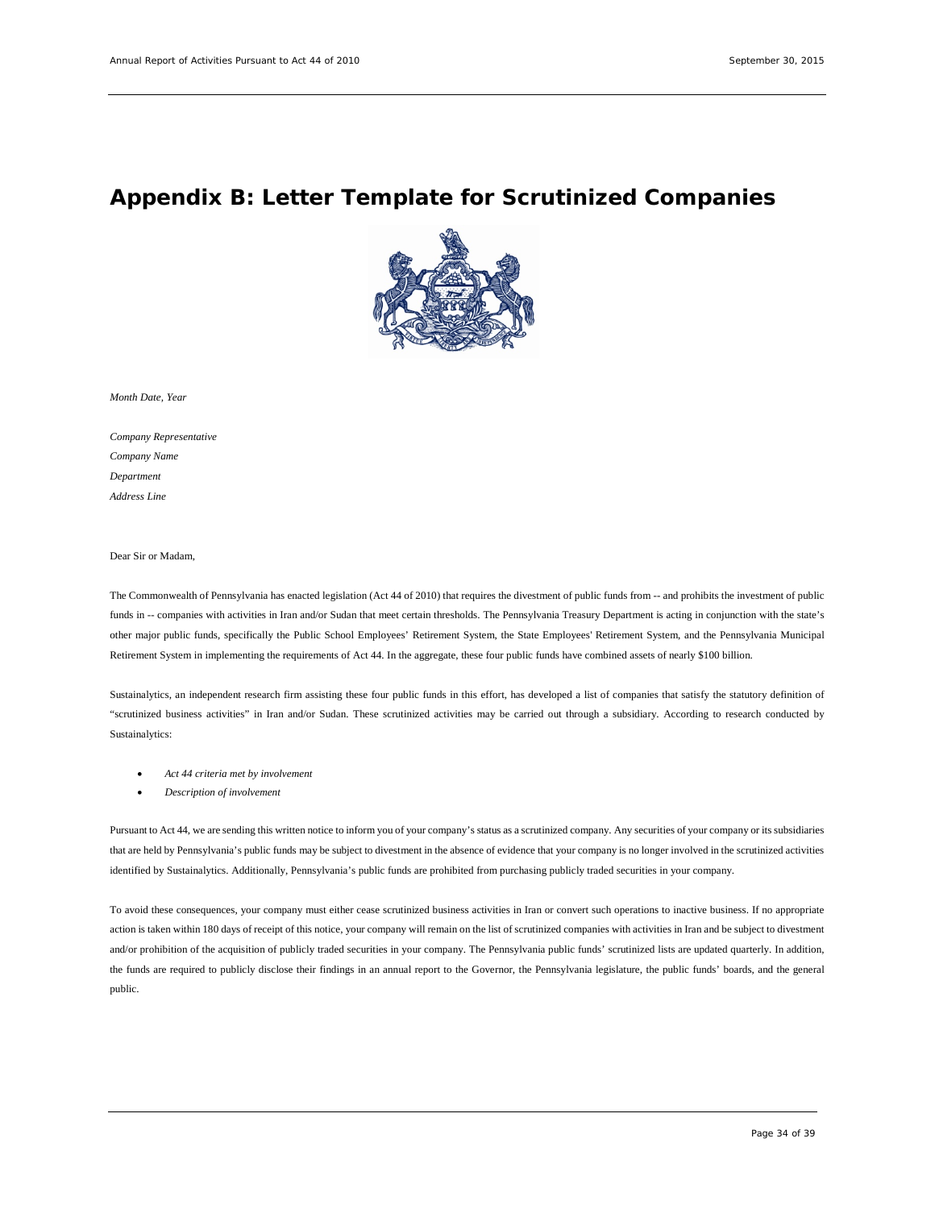# Appendix B: Letter Template for Scrutinized Companies

*Month Date, Year*

*Company Representative*
*Company Name*
*Department*
*Address Line*

Dear Sir or Madam,

The Commonwealth of Pennsylvania has enacted legislation (Act 44 of 2010) that requires the divestment of public funds from -- and prohibits the investment of public funds in -- companies with activities in Iran and/or Sudan that meet certain thresholds. The Pennsylvania Treasury Department is acting in conjunction with the state's other major public funds, specifically the Public School Employees' Retirement System, the State Employees' Retirement System, and the Pennsylvania Municipal Retirement System in implementing the requirements of Act 44. In the aggregate, these four public funds have combined assets of nearly $100 billion.

Sustainalytics, an independent research firm assisting these four public funds in this effort, has developed a list of companies that satisfy the statutory definition of "scrutinized business activities" in Iran and/or Sudan. These scrutinized activities may be carried out through a subsidiary. According to research conducted by Sustainalytics:

- *Act 44 criteria met by involvement*
- *Description of involvement*

Pursuant to Act 44, we are sending this written notice to inform you of your company's status as a scrutinized company. Any securities of your company or its subsidiaries that are held by Pennsylvania's public funds may be subject to divestment in the absence of evidence that your company is no longer involved in the scrutinized activities identified by Sustainalytics. Additionally, Pennsylvania's public funds are prohibited from purchasing publicly traded securities in your company.

To avoid these consequences, your company must either cease scrutinized business activities in Iran or convert such operations to inactive business. If no appropriate action is taken within 180 days of receipt of this notice, your company will remain on the list of scrutinized companies with activities in Iran and be subject to divestment and/or prohibition of the acquisition of publicly traded securities in your company. The Pennsylvania public funds' scrutinized lists are updated quarterly. In addition, the funds are required to publicly disclose their findings in an annual report to the Governor, the Pennsylvania legislature, the public funds' boards, and the general public.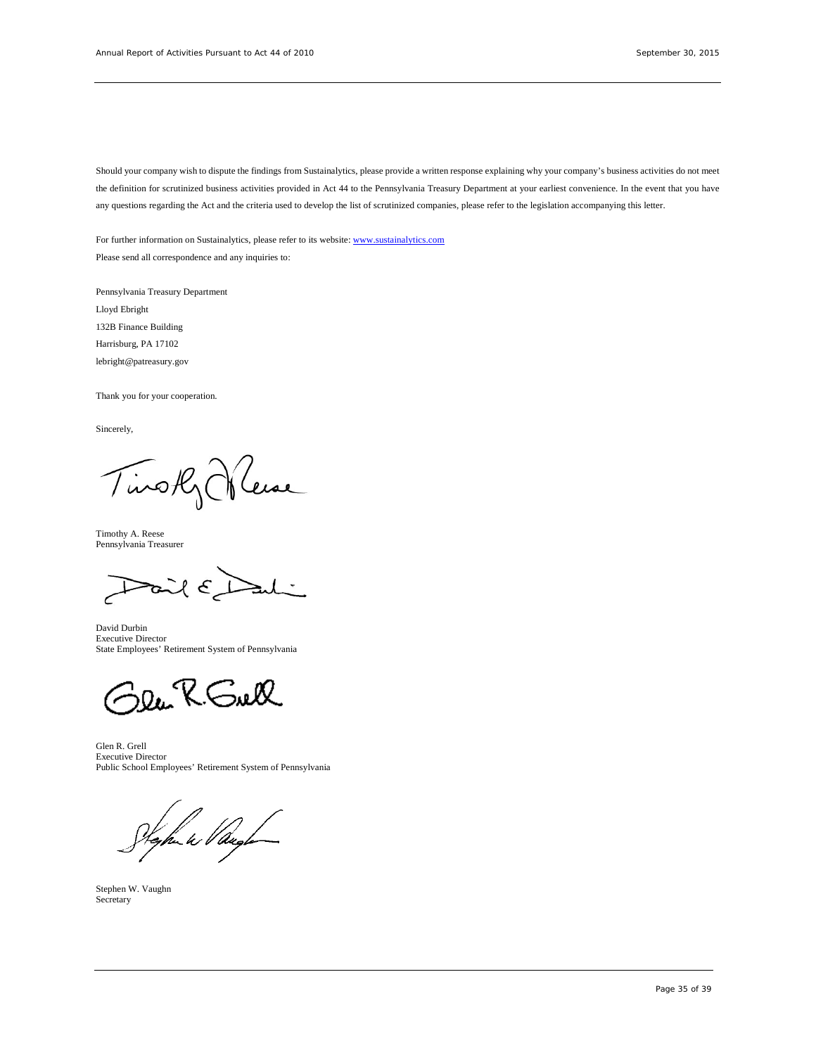Should your company wish to dispute the findings from Sustainalytics, please provide a written response explaining why your company's business activities do not meet the definition for scrutinized business activities provided in Act 44 to the Pennsylvania Treasury Department at your earliest convenience. In the event that you have any questions regarding the Act and the criteria used to develop the list of scrutinized companies, please refer to the legislation accompanying this letter.

For further information on Sustainalytics, please refer to its website: [www.sustainalytics.com](http://www.sustainalytics.com)

Please send all correspondence and any inquiries to:

Pennsylvania Treasury Department
Lloyd Ebright
132B Finance Building
Harrisburg, PA 17102
lebright@patreasury.gov

Thank you for your cooperation.

Sincerely,

Timothy A. Reese
Pennsylvania Treasurer

David Durbin
Executive Director
State Employees' Retirement System of Pennsylvania

Glen R. Grell
Executive Director
Public School Employees' Retirement System of Pennsylvania

Stephen W. Vaughn
Secretary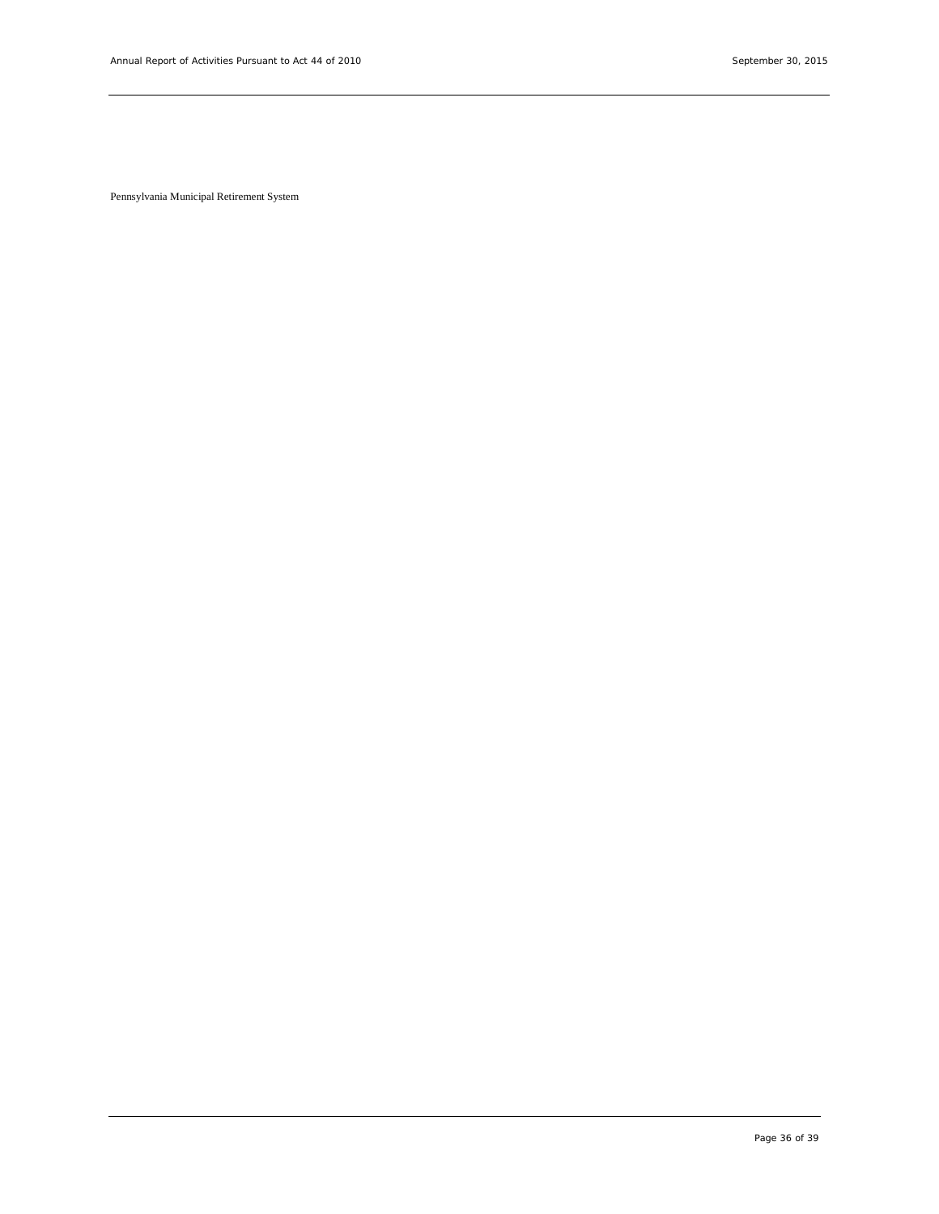Pennsylvania Municipal Retirement System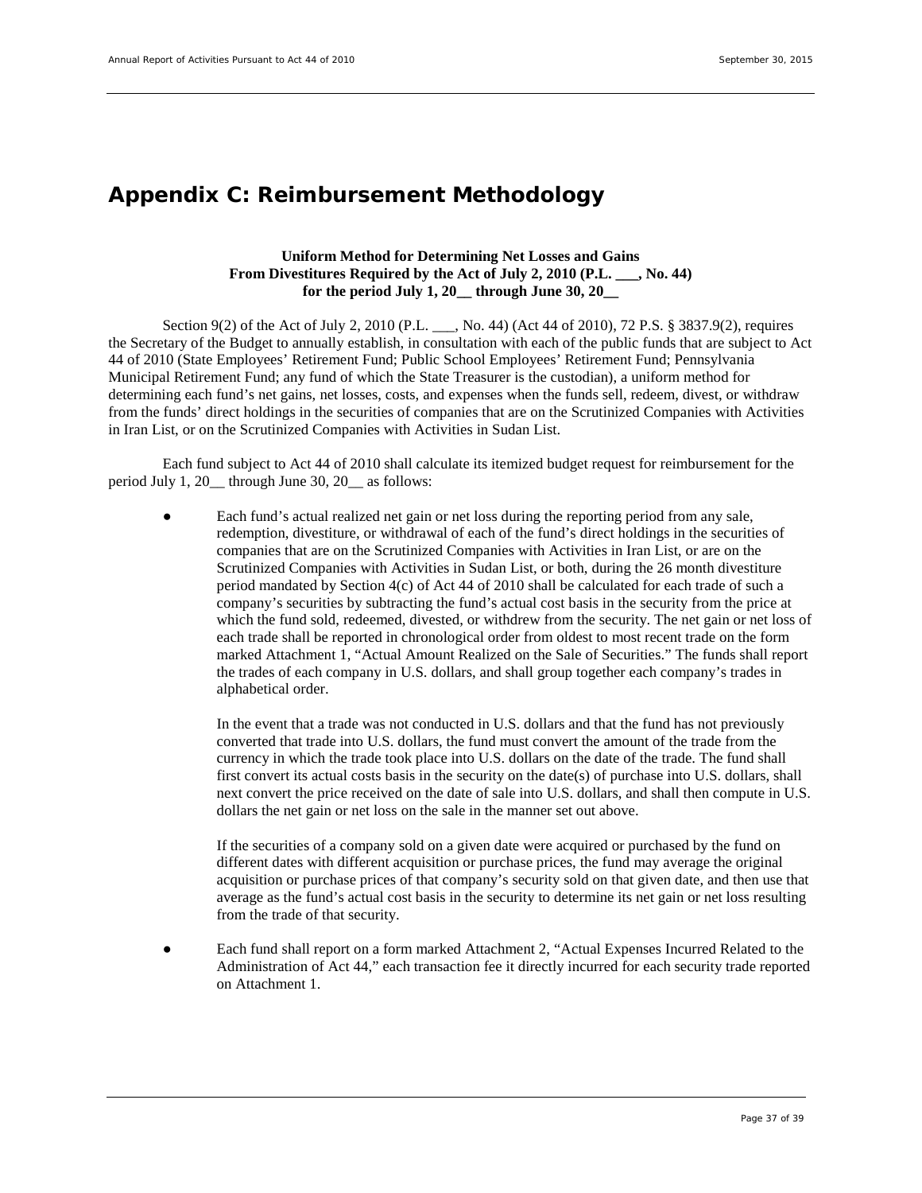# Appendix C: Reimbursement Methodology

**Uniform Method for Determining Net Losses and Gains**
**From Divestitures Required by the Act of July 2, 2010 (P.L. ___, No. 44)**
**for the period July 1, 20__ through June 30, 20__**

Section 9(2) of the Act of July 2, 2010 (P.L. ___, No. 44) (Act 44 of 2010), 72 P.S. § 3837.9(2), requires the Secretary of the Budget to annually establish, in consultation with each of the public funds that are subject to Act 44 of 2010 (State Employees' Retirement Fund; Public School Employees' Retirement Fund; Pennsylvania Municipal Retirement Fund; any fund of which the State Treasurer is the custodian), a uniform method for determining each fund's net gains, net losses, costs, and expenses when the funds sell, redeem, divest, or withdraw from the funds' direct holdings in the securities of companies that are on the Scrutinized Companies with Activities in Iran List, or on the Scrutinized Companies with Activities in Sudan List.

Each fund subject to Act 44 of 2010 shall calculate its itemized budget request for reimbursement for the period July 1, 20__ through June 30, 20__ as follows:

- Each fund's actual realized net gain or net loss during the reporting period from any sale, redemption, divestiture, or withdrawal of each of the fund's direct holdings in the securities of companies that are on the Scrutinized Companies with Activities in Iran List, or are on the Scrutinized Companies with Activities in Sudan List, or both, during the 26 month divestiture period mandated by Section 4(c) of Act 44 of 2010 shall be calculated for each trade of such a company's securities by subtracting the fund's actual cost basis in the security from the price at which the fund sold, redeemed, divested, or withdrew from the security. The net gain or net loss of each trade shall be reported in chronological order from oldest to most recent trade on the form marked Attachment 1, "Actual Amount Realized on the Sale of Securities." The funds shall report the trades of each company in U.S. dollars, and shall group together each company's trades in alphabetical order.

  In the event that a trade was not conducted in U.S. dollars and that the fund has not previously converted that trade into U.S. dollars, the fund must convert the amount of the trade from the currency in which the trade took place into U.S. dollars on the date of the trade. The fund shall first convert its actual costs basis in the security on the date(s) of purchase into U.S. dollars, shall next convert the price received on the date of sale into U.S. dollars, and shall then compute in U.S. dollars the net gain or net loss on the sale in the manner set out above.

  If the securities of a company sold on a given date were acquired or purchased by the fund on different dates with different acquisition or purchase prices, the fund may average the original acquisition or purchase prices of that company's security sold on that given date, and then use that average as the fund's actual cost basis in the security to determine its net gain or net loss resulting from the trade of that security.

- Each fund shall report on a form marked Attachment 2, "Actual Expenses Incurred Related to the Administration of Act 44," each transaction fee it directly incurred for each security trade reported on Attachment 1.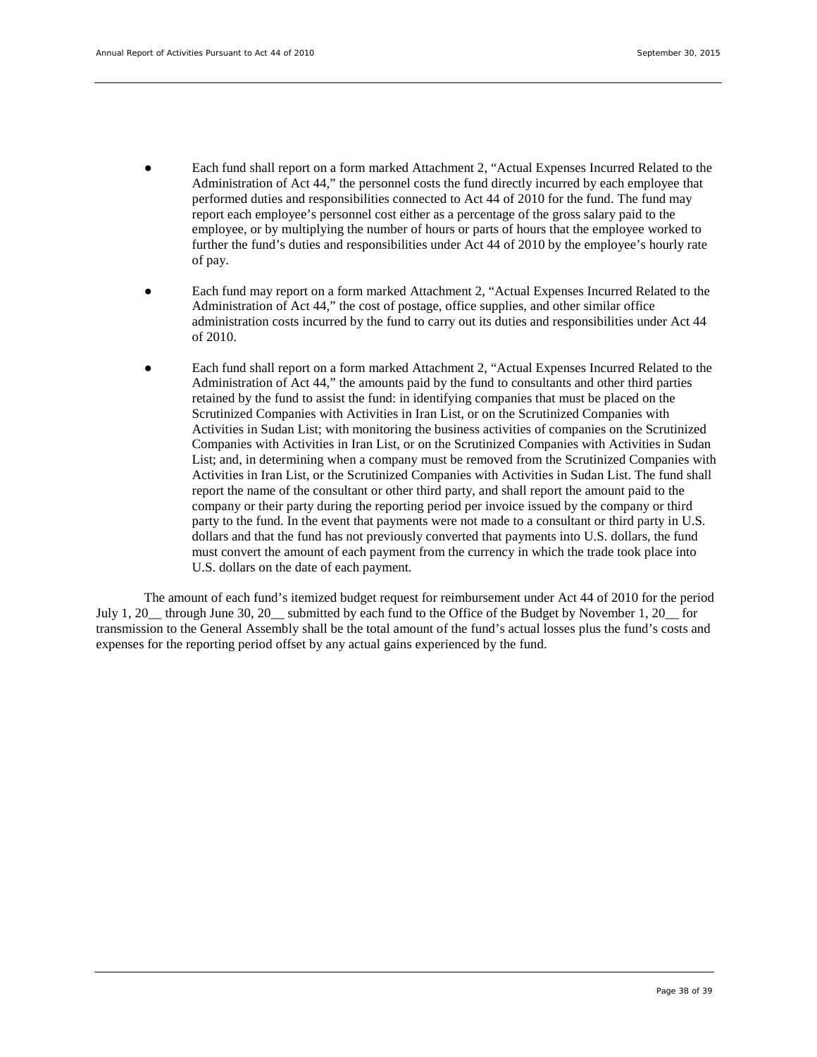- Each fund shall report on a form marked Attachment 2, "Actual Expenses Incurred Related to the Administration of Act 44," the personnel costs the fund directly incurred by each employee that performed duties and responsibilities connected to Act 44 of 2010 for the fund. The fund may report each employee's personnel cost either as a percentage of the gross salary paid to the employee, or by multiplying the number of hours or parts of hours that the employee worked to further the fund's duties and responsibilities under Act 44 of 2010 by the employee's hourly rate of pay.

- Each fund may report on a form marked Attachment 2, "Actual Expenses Incurred Related to the Administration of Act 44," the cost of postage, office supplies, and other similar office administration costs incurred by the fund to carry out its duties and responsibilities under Act 44 of 2010.

- Each fund shall report on a form marked Attachment 2, "Actual Expenses Incurred Related to the Administration of Act 44," the amounts paid by the fund to consultants and other third parties retained by the fund to assist the fund: in identifying companies that must be placed on the Scrutinized Companies with Activities in Iran List, or on the Scrutinized Companies with Activities in Sudan List; with monitoring the business activities of companies on the Scrutinized Companies with Activities in Iran List, or on the Scrutinized Companies with Activities in Sudan List; and, in determining when a company must be removed from the Scrutinized Companies with Activities in Iran List, or the Scrutinized Companies with Activities in Sudan List. The fund shall report the name of the consultant or other third party, and shall report the amount paid to the company or their party during the reporting period per invoice issued by the company or third party to the fund. In the event that payments were not made to a consultant or third party in U.S. dollars and that the fund has not previously converted that payments into U.S. dollars, the fund must convert the amount of each payment from the currency in which the trade took place into U.S. dollars on the date of each payment.

The amount of each fund's itemized budget request for reimbursement under Act 44 of 2010 for the period July 1, 20__ through June 30, 20__ submitted by each fund to the Office of the Budget by November 1, 20__ for transmission to the General Assembly shall be the total amount of the fund's actual losses plus the fund's costs and expenses for the reporting period offset by any actual gains experienced by the fund.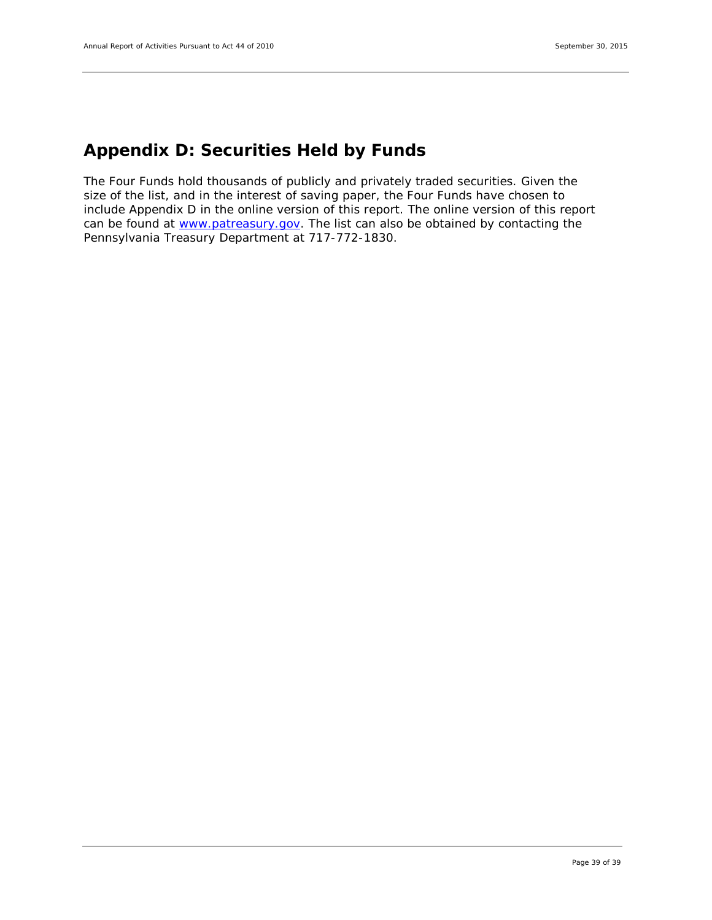## Appendix D: Securities Held by Funds

The Four Funds hold thousands of publicly and privately traded securities. Given the size of the list, and in the interest of saving paper, the Four Funds have chosen to include Appendix D in the online version of this report. The online version of this report can be found at [www.patreasury.gov](http://www.patreasury.gov). The list can also be obtained by contacting the Pennsylvania Treasury Department at 717-772-1830.